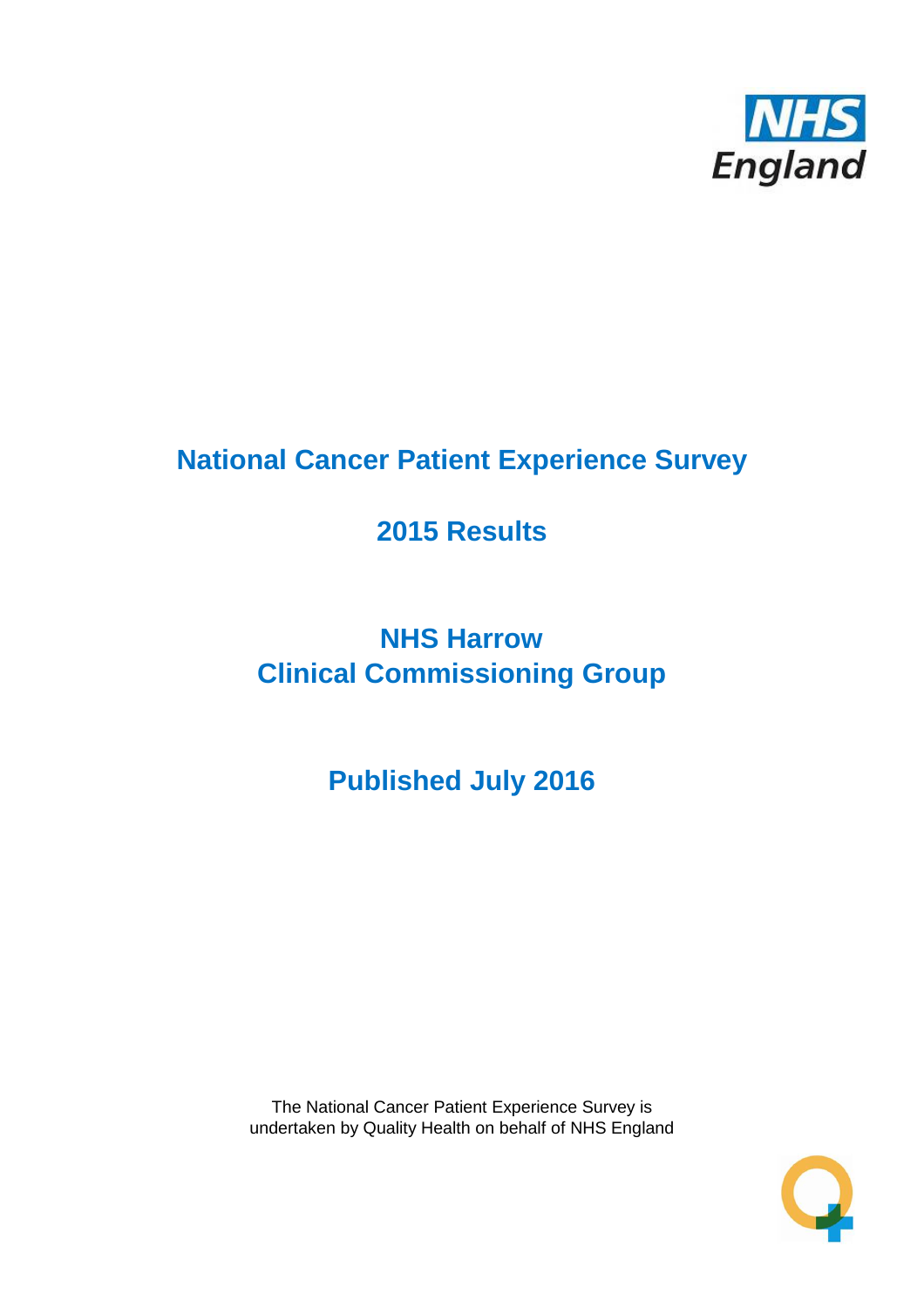# National Cancer Patient Experience Survey

## 2015 Results

## NHS Harrow
## Clinical Commissioning Group

## Published July 2016

The National Cancer Patient Experience Survey is undertaken by Quality Health on behalf of NHS England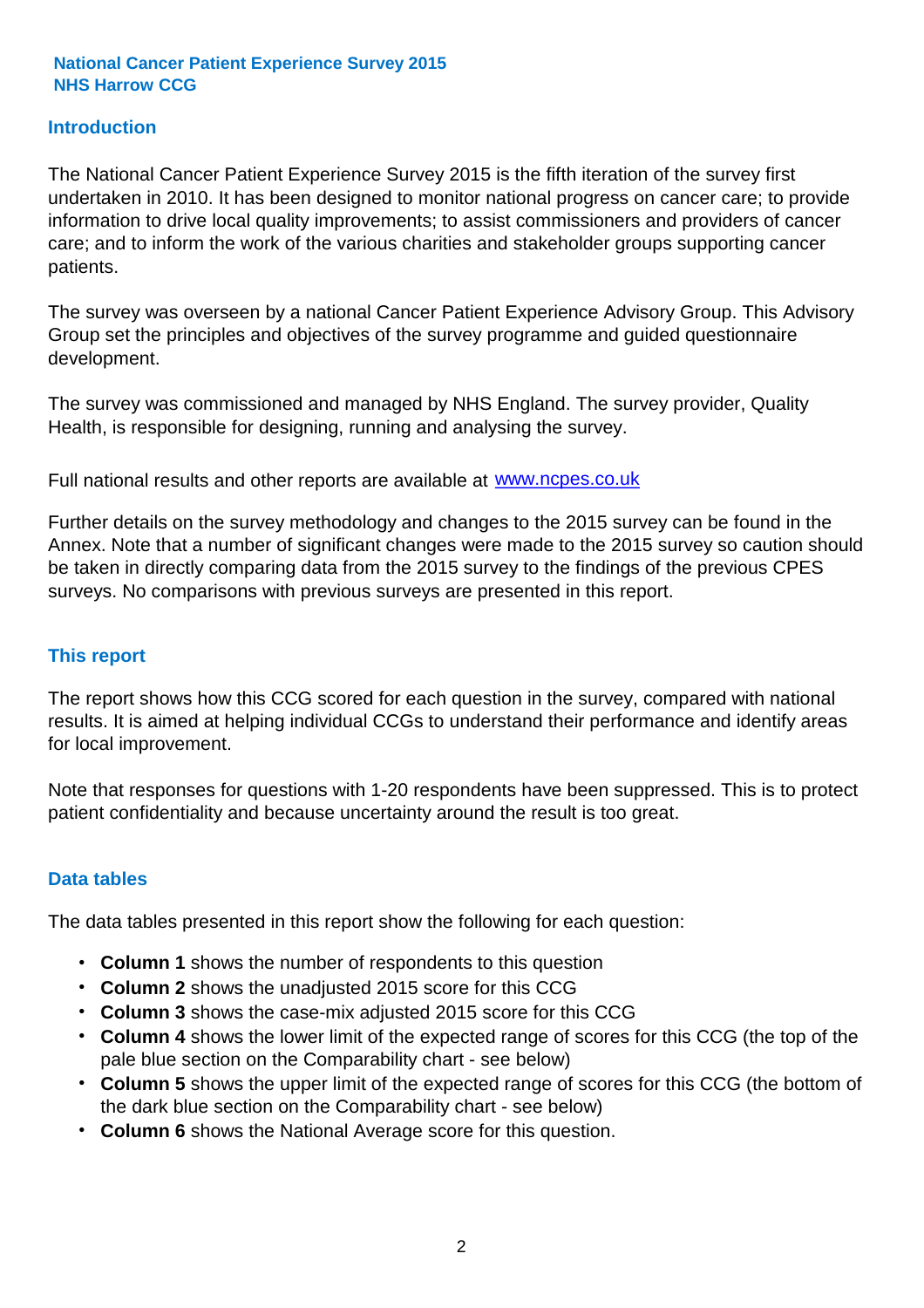**National Cancer Patient Experience Survey 2015**
**NHS Harrow CCG**

## Introduction

The National Cancer Patient Experience Survey 2015 is the fifth iteration of the survey first undertaken in 2010. It has been designed to monitor national progress on cancer care; to provide information to drive local quality improvements; to assist commissioners and providers of cancer care; and to inform the work of the various charities and stakeholder groups supporting cancer patients.

The survey was overseen by a national Cancer Patient Experience Advisory Group. This Advisory Group set the principles and objectives of the survey programme and guided questionnaire development.

The survey was commissioned and managed by NHS England. The survey provider, Quality Health, is responsible for designing, running and analysing the survey.

Full national results and other reports are available at [www.ncpes.co.uk](http://www.ncpes.co.uk)

Further details on the survey methodology and changes to the 2015 survey can be found in the Annex. Note that a number of significant changes were made to the 2015 survey so caution should be taken in directly comparing data from the 2015 survey to the findings of the previous CPES surveys. No comparisons with previous surveys are presented in this report.

## This report

The report shows how this CCG scored for each question in the survey, compared with national results. It is aimed at helping individual CCGs to understand their performance and identify areas for local improvement.

Note that responses for questions with 1-20 respondents have been suppressed. This is to protect patient confidentiality and because uncertainty around the result is too great.

## Data tables

The data tables presented in this report show the following for each question:

- **Column 1** shows the number of respondents to this question
- **Column 2** shows the unadjusted 2015 score for this CCG
- **Column 3** shows the case-mix adjusted 2015 score for this CCG
- **Column 4** shows the lower limit of the expected range of scores for this CCG (the top of the pale blue section on the Comparability chart - see below)
- **Column 5** shows the upper limit of the expected range of scores for this CCG (the bottom of the dark blue section on the Comparability chart - see below)
- **Column 6** shows the National Average score for this question.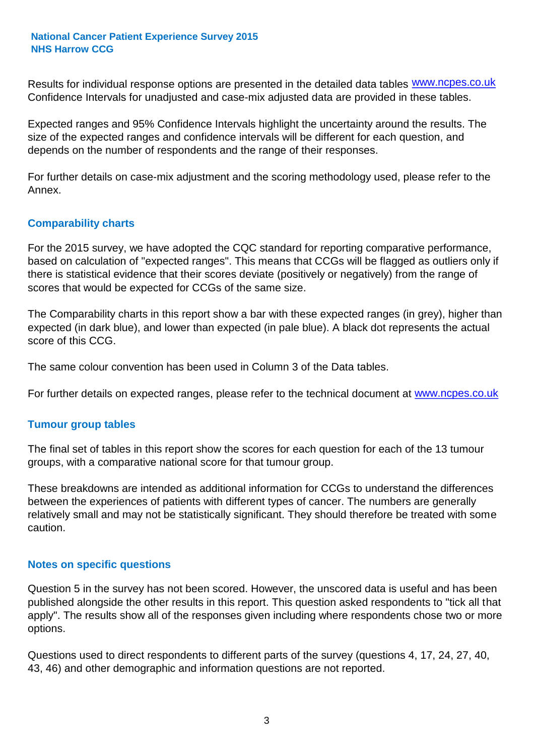Results for individual response options are presented in the detailed data tables www.ncpes.co.uk Confidence Intervals for unadjusted and case-mix adjusted data are provided in these tables.

Expected ranges and 95% Confidence Intervals highlight the uncertainty around the results. The size of the expected ranges and confidence intervals will be different for each question, and depends on the number of respondents and the range of their responses.

For further details on case-mix adjustment and the scoring methodology used, please refer to the Annex.

## Comparability charts

For the 2015 survey, we have adopted the CQC standard for reporting comparative performance, based on calculation of "expected ranges". This means that CCGs will be flagged as outliers only if there is statistical evidence that their scores deviate (positively or negatively) from the range of scores that would be expected for CCGs of the same size.

The Comparability charts in this report show a bar with these expected ranges (in grey), higher than expected (in dark blue), and lower than expected (in pale blue). A black dot represents the actual score of this CCG.

The same colour convention has been used in Column 3 of the Data tables.

For further details on expected ranges, please refer to the technical document at www.ncpes.co.uk

## Tumour group tables

The final set of tables in this report show the scores for each question for each of the 13 tumour groups, with a comparative national score for that tumour group.

These breakdowns are intended as additional information for CCGs to understand the differences between the experiences of patients with different types of cancer. The numbers are generally relatively small and may not be statistically significant. They should therefore be treated with some caution.

## Notes on specific questions

Question 5 in the survey has not been scored. However, the unscored data is useful and has been published alongside the other results in this report. This question asked respondents to "tick all that apply". The results show all of the responses given including where respondents chose two or more options.

Questions used to direct respondents to different parts of the survey (questions 4, 17, 24, 27, 40, 43, 46) and other demographic and information questions are not reported.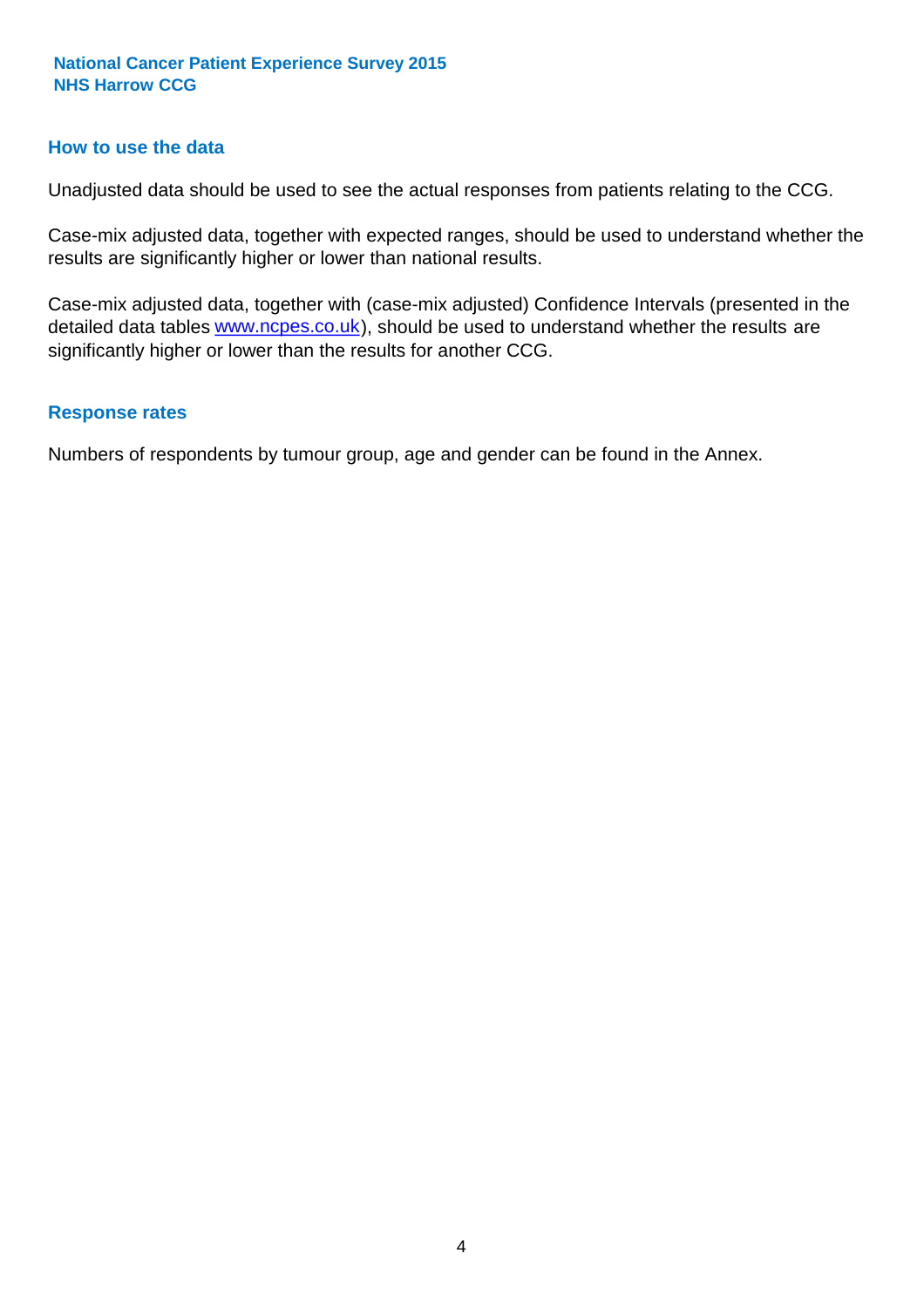## How to use the data

Unadjusted data should be used to see the actual responses from patients relating to the CCG.

Case-mix adjusted data, together with expected ranges, should be used to understand whether the results are significantly higher or lower than national results.

Case-mix adjusted data, together with (case-mix adjusted) Confidence Intervals (presented in the detailed data tables www.ncpes.co.uk), should be used to understand whether the results are significantly higher or lower than the results for another CCG.

## Response rates

Numbers of respondents by tumour group, age and gender can be found in the Annex.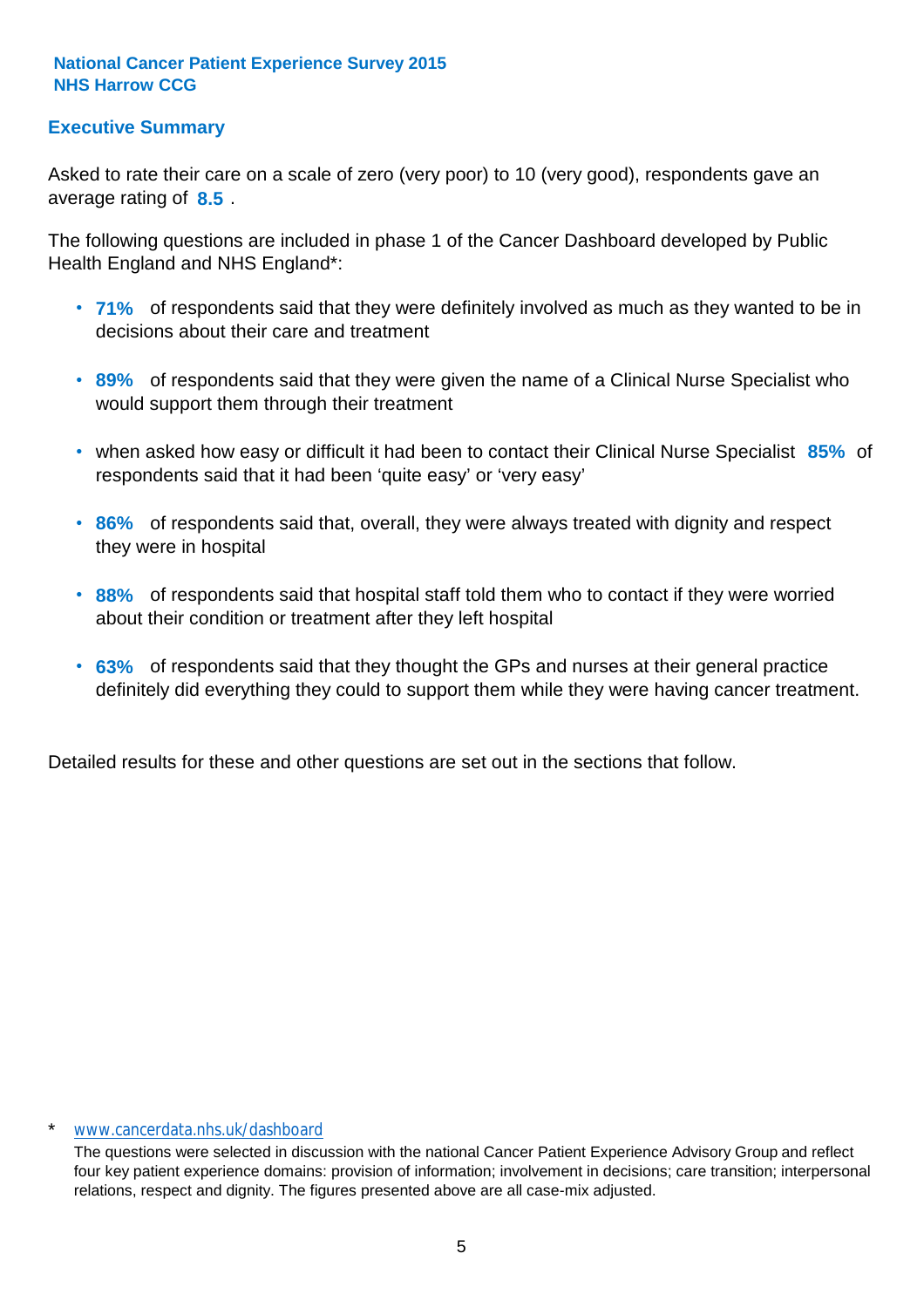**National Cancer Patient Experience Survey 2015**
**NHS Harrow CCG**

## Executive Summary

Asked to rate their care on a scale of zero (very poor) to 10 (very good), respondents gave an average rating of **8.5** .

The following questions are included in phase 1 of the Cancer Dashboard developed by Public Health England and NHS England*:

- **71%** of respondents said that they were definitely involved as much as they wanted to be in decisions about their care and treatment
- **89%** of respondents said that they were given the name of a Clinical Nurse Specialist who would support them through their treatment
- when asked how easy or difficult it had been to contact their Clinical Nurse Specialist **85%** of respondents said that it had been 'quite easy' or 'very easy'
- **86%** of respondents said that, overall, they were always treated with dignity and respect they were in hospital
- **88%** of respondents said that hospital staff told them who to contact if they were worried about their condition or treatment after they left hospital
- **63%** of respondents said that they thought the GPs and nurses at their general practice definitely did everything they could to support them while they were having cancer treatment.

Detailed results for these and other questions are set out in the sections that follow.

* www.cancerdata.nhs.uk/dashboard

The questions were selected in discussion with the national Cancer Patient Experience Advisory Group and reflect four key patient experience domains: provision of information; involvement in decisions; care transition; interpersonal relations, respect and dignity. The figures presented above are all case-mix adjusted.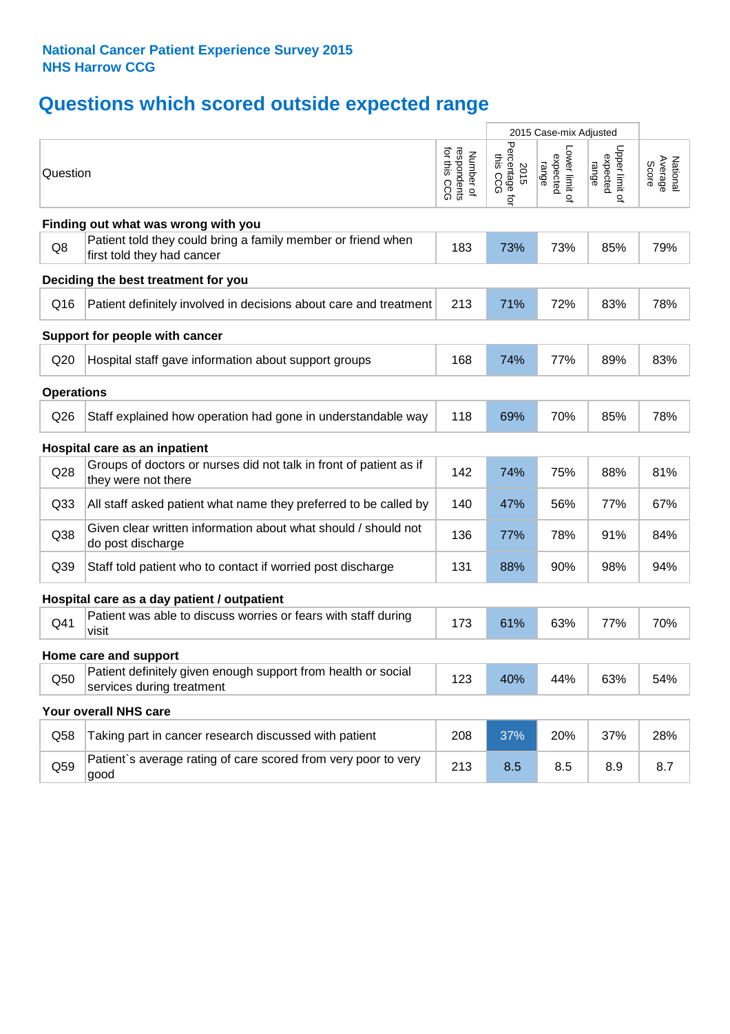**National Cancer Patient Experience Survey 2015**
**NHS Harrow CCG**

# Questions which scored outside expected range

| | Question | Number of respondents for this CCG | 2015 Percentage for this CCG (2015 Case-mix Adjusted) | Lower limit of expected range (2015 Case-mix Adjusted) | Upper limit of expected range (2015 Case-mix Adjusted) | National Average Score |
|---|---|---|---|---|---|---|
| **Finding out what was wrong with you** | | | | | | |
| Q8 | Patient told they could bring a family member or friend when first told they had cancer | 183 | 73% | 73% | 85% | 79% |
| **Deciding the best treatment for you** | | | | | | |
| Q16 | Patient definitely involved in decisions about care and treatment | 213 | 71% | 72% | 83% | 78% |
| **Support for people with cancer** | | | | | | |
| Q20 | Hospital staff gave information about support groups | 168 | 74% | 77% | 89% | 83% |
| **Operations** | | | | | | |
| Q26 | Staff explained how operation had gone in understandable way | 118 | 69% | 70% | 85% | 78% |
| **Hospital care as an inpatient** | | | | | | |
| Q28 | Groups of doctors or nurses did not talk in front of patient as if they were not there | 142 | 74% | 75% | 88% | 81% |
| Q33 | All staff asked patient what name they preferred to be called by | 140 | 47% | 56% | 77% | 67% |
| Q38 | Given clear written information about what should / should not do post discharge | 136 | 77% | 78% | 91% | 84% |
| Q39 | Staff told patient who to contact if worried post discharge | 131 | 88% | 90% | 98% | 94% |
| **Hospital care as a day patient / outpatient** | | | | | | |
| Q41 | Patient was able to discuss worries or fears with staff during visit | 173 | 61% | 63% | 77% | 70% |
| **Home care and support** | | | | | | |
| Q50 | Patient definitely given enough support from health or social services during treatment | 123 | 40% | 44% | 63% | 54% |
| **Your overall NHS care** | | | | | | |
| Q58 | Taking part in cancer research discussed with patient | 208 | 37% | 20% | 37% | 28% |
| Q59 | Patient`s average rating of care scored from very poor to very good | 213 | 8.5 | 8.5 | 8.9 | 8.7 |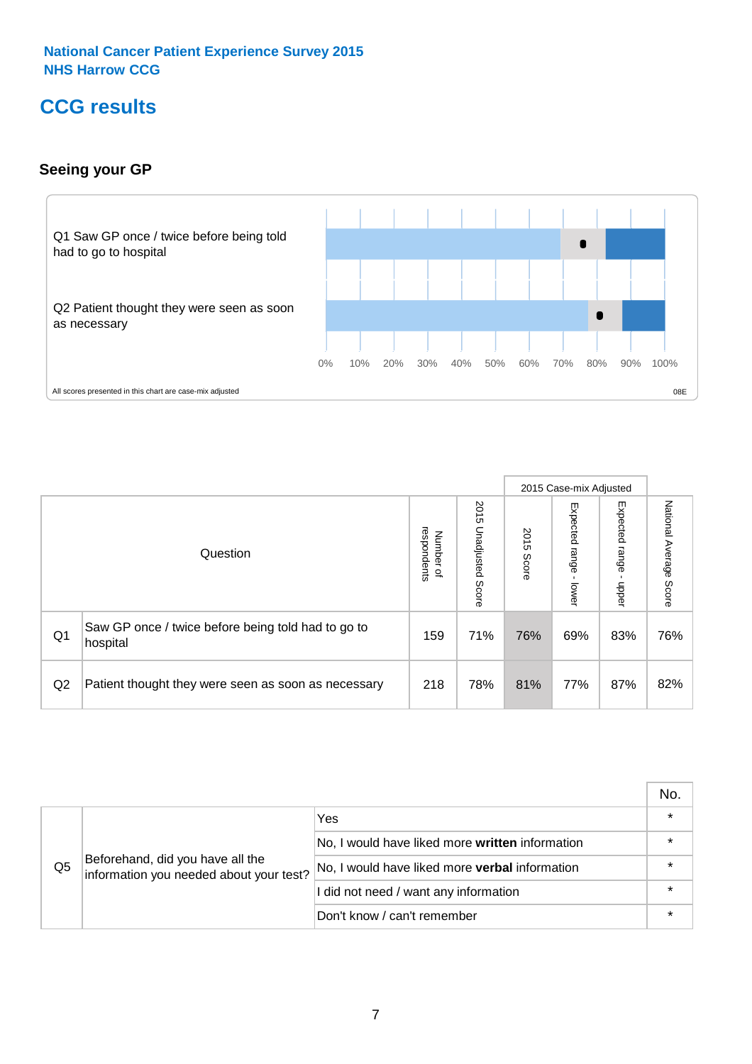National Cancer Patient Experience Survey 2015
NHS Harrow CCG

# CCG results

### Seeing your GP

Q1 Saw GP once / twice before being told had to go to hospital

Q2 Patient thought they were seen as soon as necessary

0% 10% 20% 30% 40% 50% 60% 70% 80% 90% 100%

All scores presented in this chart are case-mix adjusted

08E

| | Question | Number of respondents | 2015 Unadjusted Score | 2015 Case-mix Adjusted: 2015 Score | 2015 Case-mix Adjusted: Expected range - lower | 2015 Case-mix Adjusted: Expected range - upper | National Average Score |
|---|---|---|---|---|---|---|---|
| Q1 | Saw GP once / twice before being told had to go to hospital | 159 | 71% | 76% | 69% | 83% | 76% |
| Q2 | Patient thought they were seen as soon as necessary | 218 | 78% | 81% | 77% | 87% | 82% |

| | | | No. |
|---|---|---|---|
| Q5 | Beforehand, did you have all the information you needed about your test? | Yes | * |
| | | No, I would have liked more **written** information | * |
| | | No, I would have liked more **verbal** information | * |
| | | I did not need / want any information | * |
| | | Don't know / can't remember | * |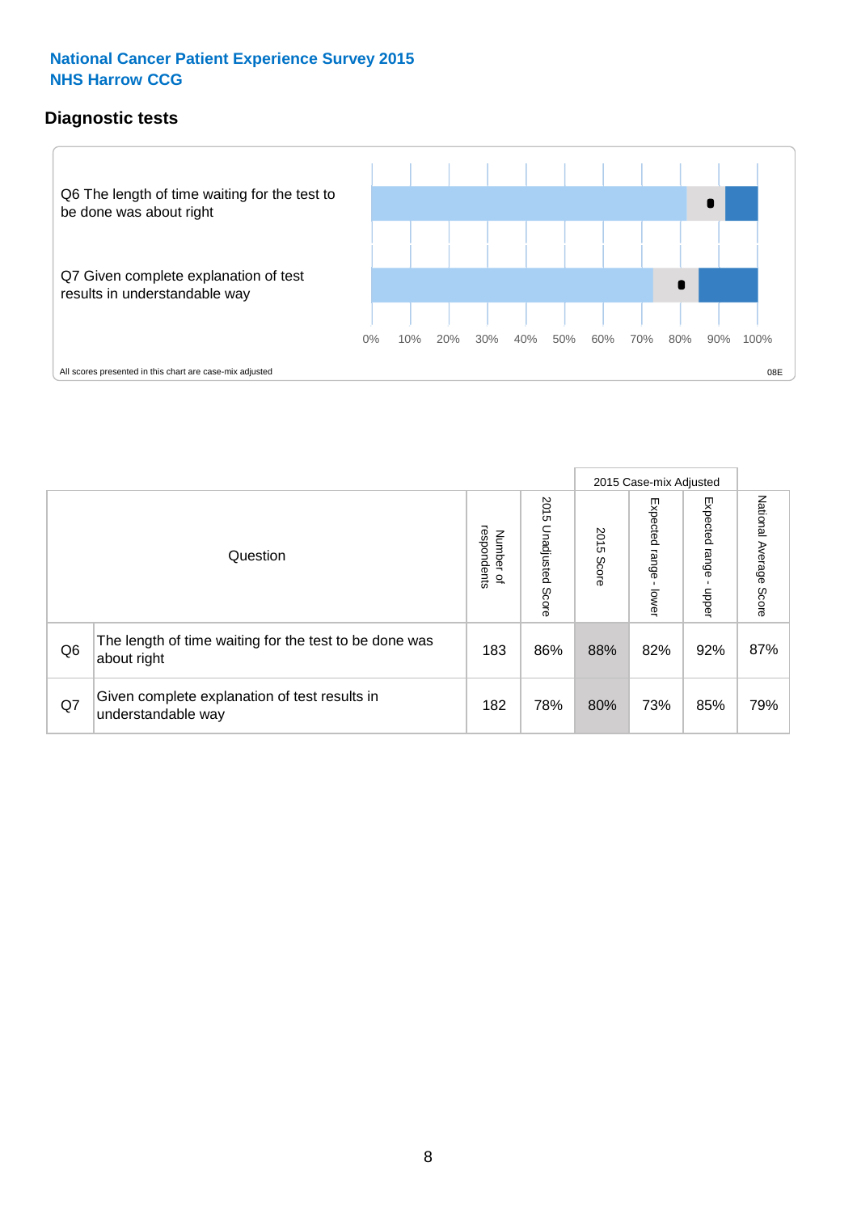**National Cancer Patient Experience Survey 2015**
**NHS Harrow CCG**

## Diagnostic tests

Q6 The length of time waiting for the test to be done was about right

Q7 Given complete explanation of test results in understandable way

0% 10% 20% 30% 40% 50% 60% 70% 80% 90% 100%

All scores presented in this chart are case-mix adjusted

08E

| Question | | Number of respondents | 2015 Unadjusted Score | 2015 Case-mix Adjusted: 2015 Score | 2015 Case-mix Adjusted: Expected range - lower | 2015 Case-mix Adjusted: Expected range - upper | National Average Score |
|---|---|---|---|---|---|---|---|
| Q6 | The length of time waiting for the test to be done was about right | 183 | 86% | 88% | 82% | 92% | 87% |
| Q7 | Given complete explanation of test results in understandable way | 182 | 78% | 80% | 73% | 85% | 79% |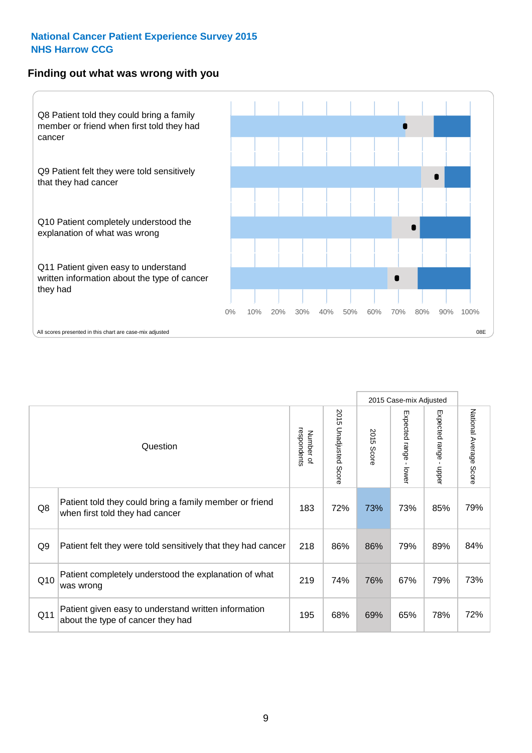National Cancer Patient Experience Survey 2015
NHS Harrow CCG

## Finding out what was wrong with you

Q8 Patient told they could bring a family member or friend when first told they had cancer

Q9 Patient felt they were told sensitively that they had cancer

Q10 Patient completely understood the explanation of what was wrong

Q11 Patient given easy to understand written information about the type of cancer they had

0% 10% 20% 30% 40% 50% 60% 70% 80% 90% 100%

All scores presented in this chart are case-mix adjusted

08E

| Question | | Number of respondents | 2015 Unadjusted Score | 2015 Case-mix Adjusted: 2015 Score | 2015 Case-mix Adjusted: Expected range - lower | 2015 Case-mix Adjusted: Expected range - upper | National Average Score |
|---|---|---|---|---|---|---|---|
| Q8 | Patient told they could bring a family member or friend when first told they had cancer | 183 | 72% | 73% | 73% | 85% | 79% |
| Q9 | Patient felt they were told sensitively that they had cancer | 218 | 86% | 86% | 79% | 89% | 84% |
| Q10 | Patient completely understood the explanation of what was wrong | 219 | 74% | 76% | 67% | 79% | 73% |
| Q11 | Patient given easy to understand written information about the type of cancer they had | 195 | 68% | 69% | 65% | 78% | 72% |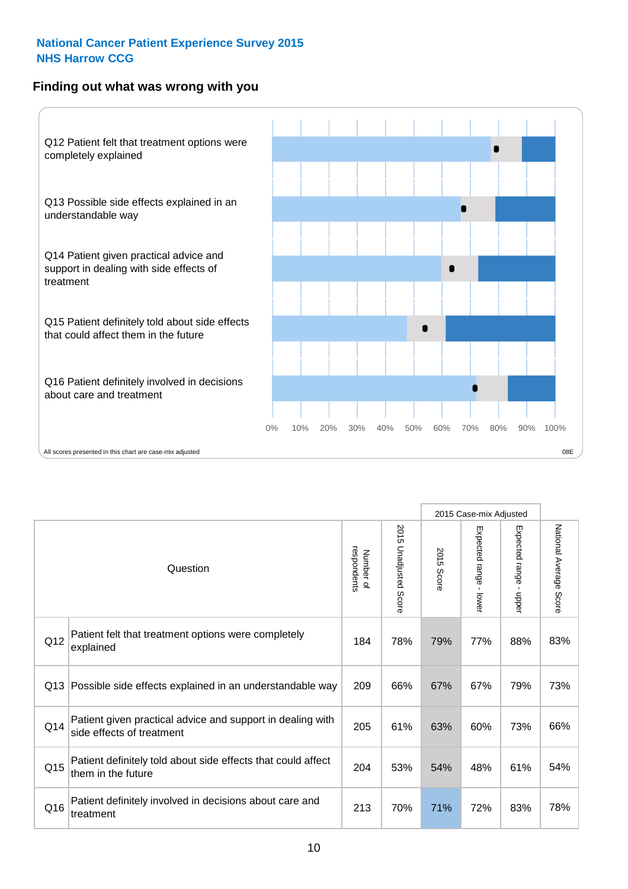**National Cancer Patient Experience Survey 2015**
**NHS Harrow CCG**

## Finding out what was wrong with you

Q12 Patient felt that treatment options were completely explained

Q13 Possible side effects explained in an understandable way

Q14 Patient given practical advice and support in dealing with side effects of treatment

Q15 Patient definitely told about side effects that could affect them in the future

Q16 Patient definitely involved in decisions about care and treatment

0% 10% 20% 30% 40% 50% 60% 70% 80% 90% 100%

All scores presented in this chart are case-mix adjusted

08E

| | Question | Number of respondents | 2015 Unadjusted Score | 2015 Case-mix Adjusted: 2015 Score | 2015 Case-mix Adjusted: Expected range - lower | 2015 Case-mix Adjusted: Expected range - upper | National Average Score |
|---|---|---|---|---|---|---|---|
| Q12 | Patient felt that treatment options were completely explained | 184 | 78% | 79% | 77% | 88% | 83% |
| Q13 | Possible side effects explained in an understandable way | 209 | 66% | 67% | 67% | 79% | 73% |
| Q14 | Patient given practical advice and support in dealing with side effects of treatment | 205 | 61% | 63% | 60% | 73% | 66% |
| Q15 | Patient definitely told about side effects that could affect them in the future | 204 | 53% | 54% | 48% | 61% | 54% |
| Q16 | Patient definitely involved in decisions about care and treatment | 213 | 70% | 71% | 72% | 83% | 78% |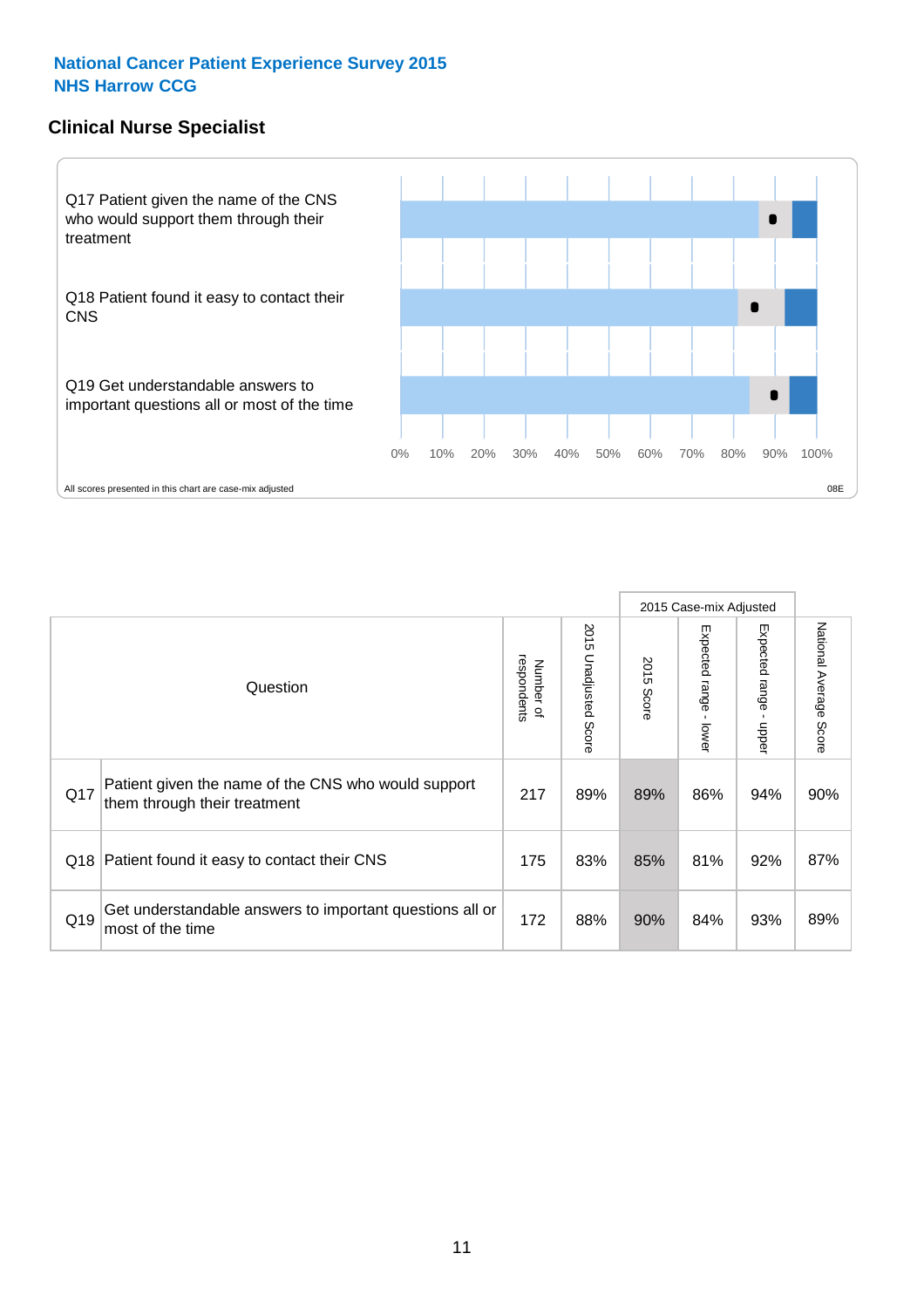**National Cancer Patient Experience Survey 2015**
**NHS Harrow CCG**

## Clinical Nurse Specialist

Q17 Patient given the name of the CNS who would support them through their treatment

Q18 Patient found it easy to contact their CNS

Q19 Get understandable answers to important questions all or most of the time

0% 10% 20% 30% 40% 50% 60% 70% 80% 90% 100%

All scores presented in this chart are case-mix adjusted

08E

| | Question | Number of respondents | 2015 Unadjusted Score | 2015 Case-mix Adjusted | | | National Average Score |
|---|---|---|---|---|---|---|---|
| | | | | 2015 Score | Expected range - lower | Expected range - upper | |
| Q17 | Patient given the name of the CNS who would support them through their treatment | 217 | 89% | 89% | 86% | 94% | 90% |
| Q18 | Patient found it easy to contact their CNS | 175 | 83% | 85% | 81% | 92% | 87% |
| Q19 | Get understandable answers to important questions all or most of the time | 172 | 88% | 90% | 84% | 93% | 89% |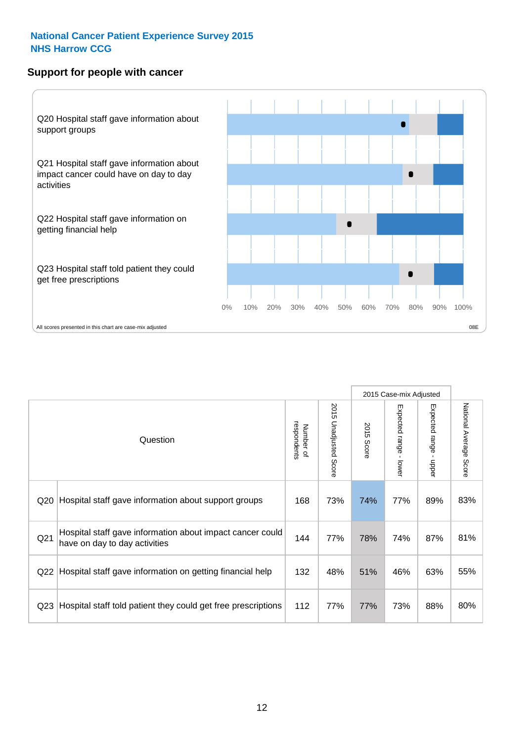**National Cancer Patient Experience Survey 2015**
**NHS Harrow CCG**

## Support for people with cancer

Q20 Hospital staff gave information about support groups

Q21 Hospital staff gave information about impact cancer could have on day to day activities

Q22 Hospital staff gave information on getting financial help

Q23 Hospital staff told patient they could get free prescriptions

0% 10% 20% 30% 40% 50% 60% 70% 80% 90% 100%

All scores presented in this chart are case-mix adjusted

08E

| | Question | Number of respondents | 2015 Unadjusted Score | 2015 Case-mix Adjusted: 2015 Score | 2015 Case-mix Adjusted: Expected range - lower | 2015 Case-mix Adjusted: Expected range - upper | National Average Score |
|---|---|---|---|---|---|---|---|
| Q20 | Hospital staff gave information about support groups | 168 | 73% | 74% | 77% | 89% | 83% |
| Q21 | Hospital staff gave information about impact cancer could have on day to day activities | 144 | 77% | 78% | 74% | 87% | 81% |
| Q22 | Hospital staff gave information on getting financial help | 132 | 48% | 51% | 46% | 63% | 55% |
| Q23 | Hospital staff told patient they could get free prescriptions | 112 | 77% | 77% | 73% | 88% | 80% |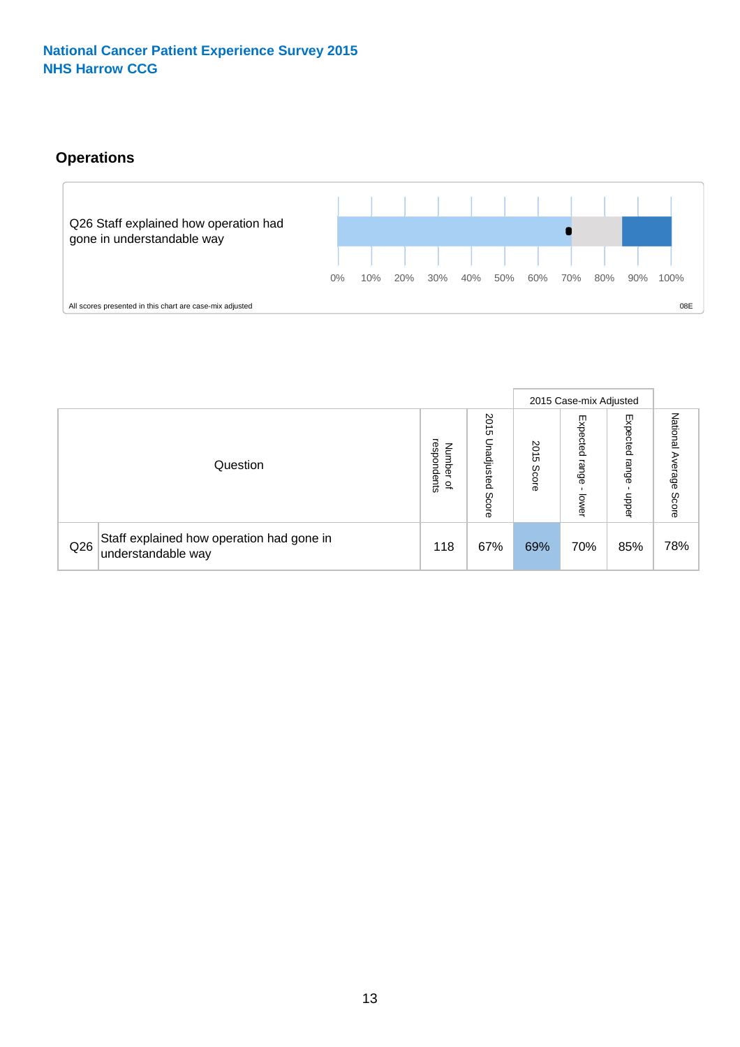National Cancer Patient Experience Survey 2015
NHS Harrow CCG

## Operations

Q26 Staff explained how operation had gone in understandable way

0% 10% 20% 30% 40% 50% 60% 70% 80% 90% 100%

All scores presented in this chart are case-mix adjusted

08E

| Question | | Number of respondents | 2015 Unadjusted Score | 2015 Case-mix Adjusted | | | National Average Score |
|---|---|---|---|---|---|---|---|
| | | | | 2015 Score | Expected range - lower | Expected range - upper | |
| Q26 | Staff explained how operation had gone in understandable way | 118 | 67% | 69% | 70% | 85% | 78% |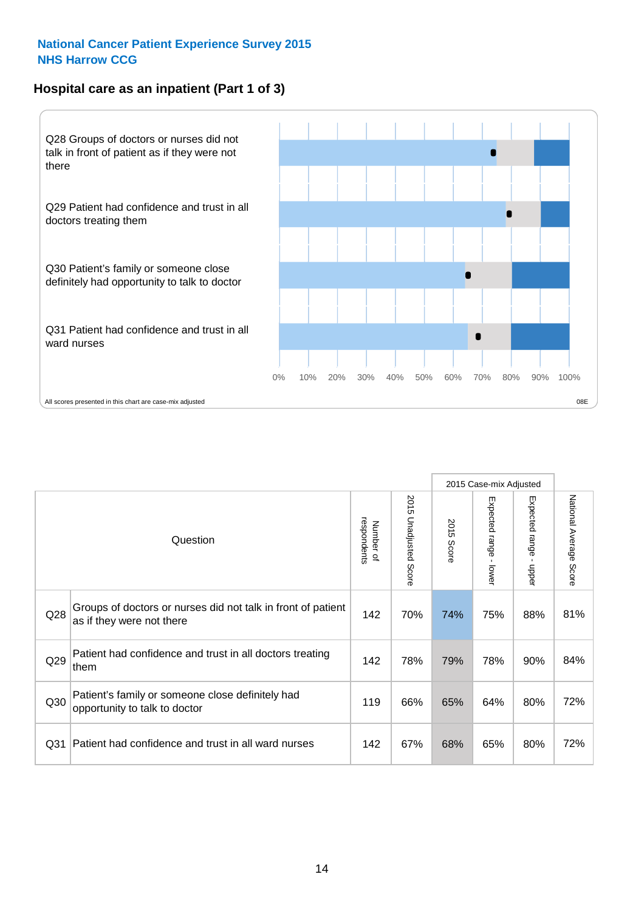**National Cancer Patient Experience Survey 2015**
**NHS Harrow CCG**

## Hospital care as an inpatient (Part 1 of 3)

Q28 Groups of doctors or nurses did not talk in front of patient as if they were not there

Q29 Patient had confidence and trust in all doctors treating them

Q30 Patient's family or someone close definitely had opportunity to talk to doctor

Q31 Patient had confidence and trust in all ward nurses

0% 10% 20% 30% 40% 50% 60% 70% 80% 90% 100%

All scores presented in this chart are case-mix adjusted

08E

| | Question | Number of respondents | 2015 Unadjusted Score | 2015 Case-mix Adjusted | | | National Average Score |
|---|---|---|---|---|---|---|---|
| | | | | 2015 Score | Expected range - lower | Expected range - upper | |
| Q28 | Groups of doctors or nurses did not talk in front of patient as if they were not there | 142 | 70% | 74% | 75% | 88% | 81% |
| Q29 | Patient had confidence and trust in all doctors treating them | 142 | 78% | 79% | 78% | 90% | 84% |
| Q30 | Patient's family or someone close definitely had opportunity to talk to doctor | 119 | 66% | 65% | 64% | 80% | 72% |
| Q31 | Patient had confidence and trust in all ward nurses | 142 | 67% | 68% | 65% | 80% | 72% |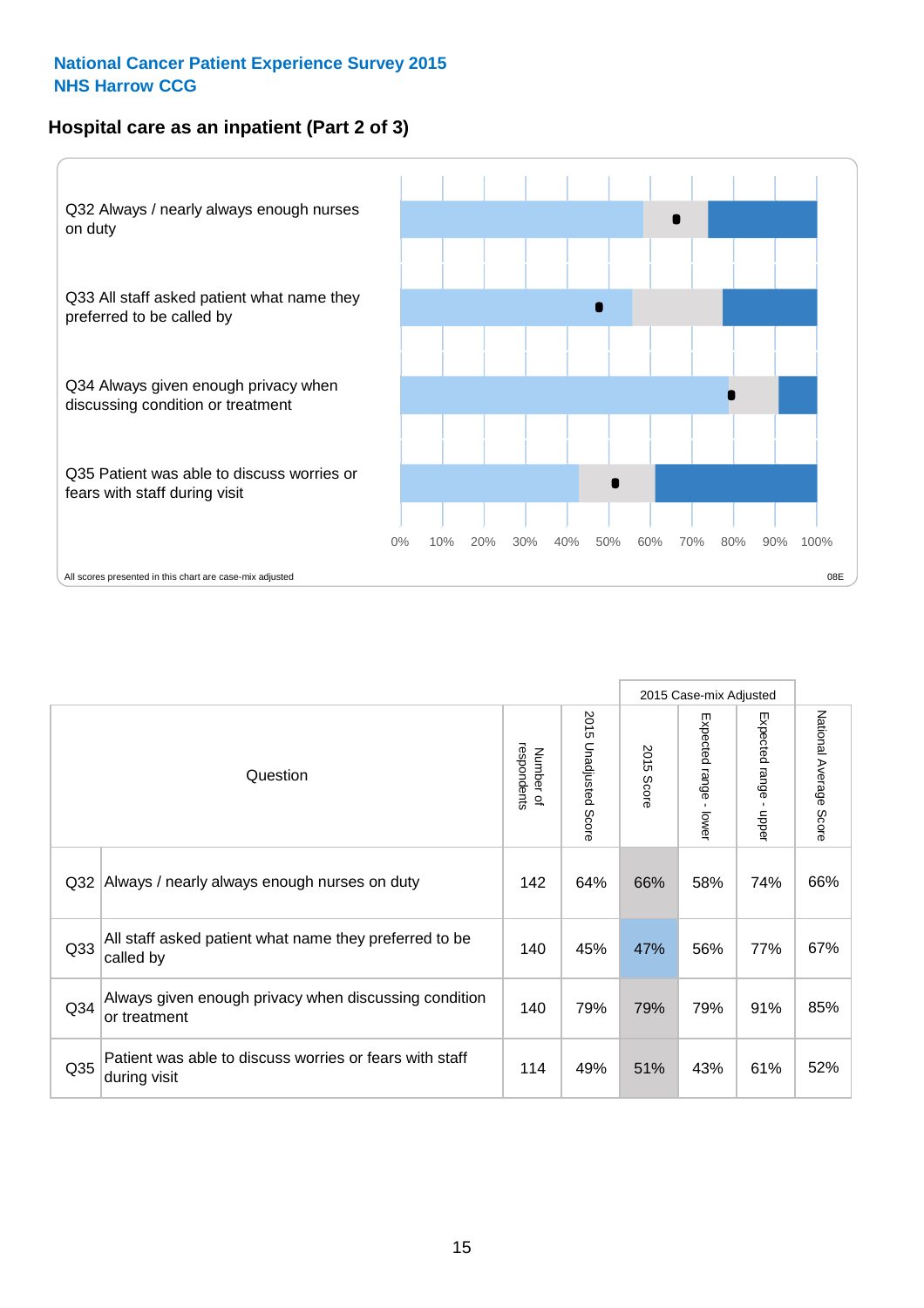**National Cancer Patient Experience Survey 2015**
**NHS Harrow CCG**

## Hospital care as an inpatient (Part 2 of 3)

Q32 Always / nearly always enough nurses on duty

Q33 All staff asked patient what name they preferred to be called by

Q34 Always given enough privacy when discussing condition or treatment

Q35 Patient was able to discuss worries or fears with staff during visit

0% 10% 20% 30% 40% 50% 60% 70% 80% 90% 100%

All scores presented in this chart are case-mix adjusted

08E

| Question | | Number of respondents | 2015 Unadjusted Score | 2015 Case-mix Adjusted | | | National Average Score |
|---|---|---|---|---|---|---|---|
| | | | | 2015 Score | Expected range - lower | Expected range - upper | |
| Q32 | Always / nearly always enough nurses on duty | 142 | 64% | 66% | 58% | 74% | 66% |
| Q33 | All staff asked patient what name they preferred to be called by | 140 | 45% | 47% | 56% | 77% | 67% |
| Q34 | Always given enough privacy when discussing condition or treatment | 140 | 79% | 79% | 79% | 91% | 85% |
| Q35 | Patient was able to discuss worries or fears with staff during visit | 114 | 49% | 51% | 43% | 61% | 52% |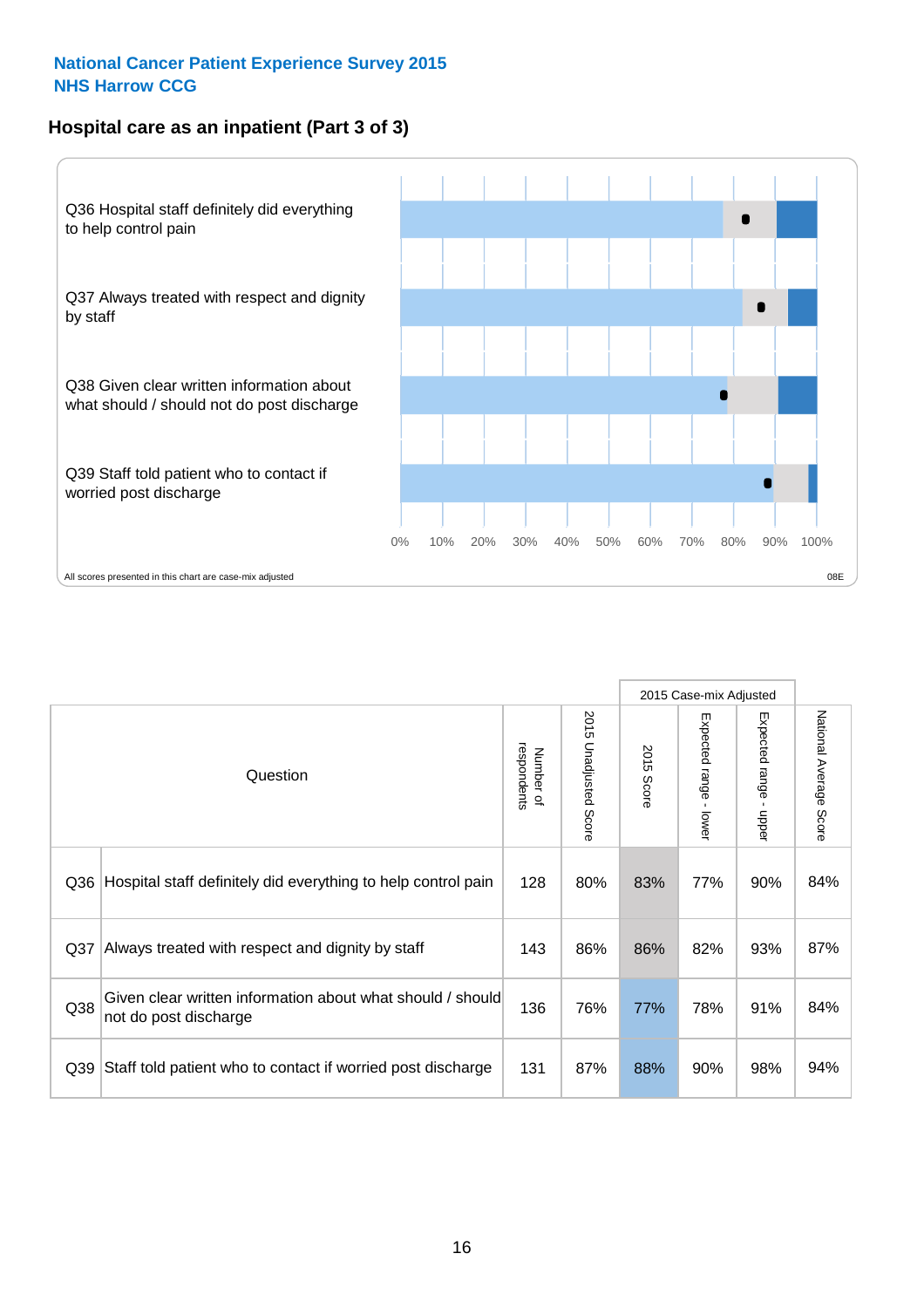**National Cancer Patient Experience Survey 2015**
**NHS Harrow CCG**

## Hospital care as an inpatient (Part 3 of 3)

Q36 Hospital staff definitely did everything to help control pain

Q37 Always treated with respect and dignity by staff

Q38 Given clear written information about what should / should not do post discharge

Q39 Staff told patient who to contact if worried post discharge

0% 10% 20% 30% 40% 50% 60% 70% 80% 90% 100%

All scores presented in this chart are case-mix adjusted

08E

| | Question | Number of respondents | 2015 Unadjusted Score | 2015 Case-mix Adjusted | | | National Average Score |
|---|---|---|---|---|---|---|---|
| | | | | 2015 Score | Expected range - lower | Expected range - upper | |
| Q36 | Hospital staff definitely did everything to help control pain | 128 | 80% | 83% | 77% | 90% | 84% |
| Q37 | Always treated with respect and dignity by staff | 143 | 86% | 86% | 82% | 93% | 87% |
| Q38 | Given clear written information about what should / should not do post discharge | 136 | 76% | 77% | 78% | 91% | 84% |
| Q39 | Staff told patient who to contact if worried post discharge | 131 | 87% | 88% | 90% | 98% | 94% |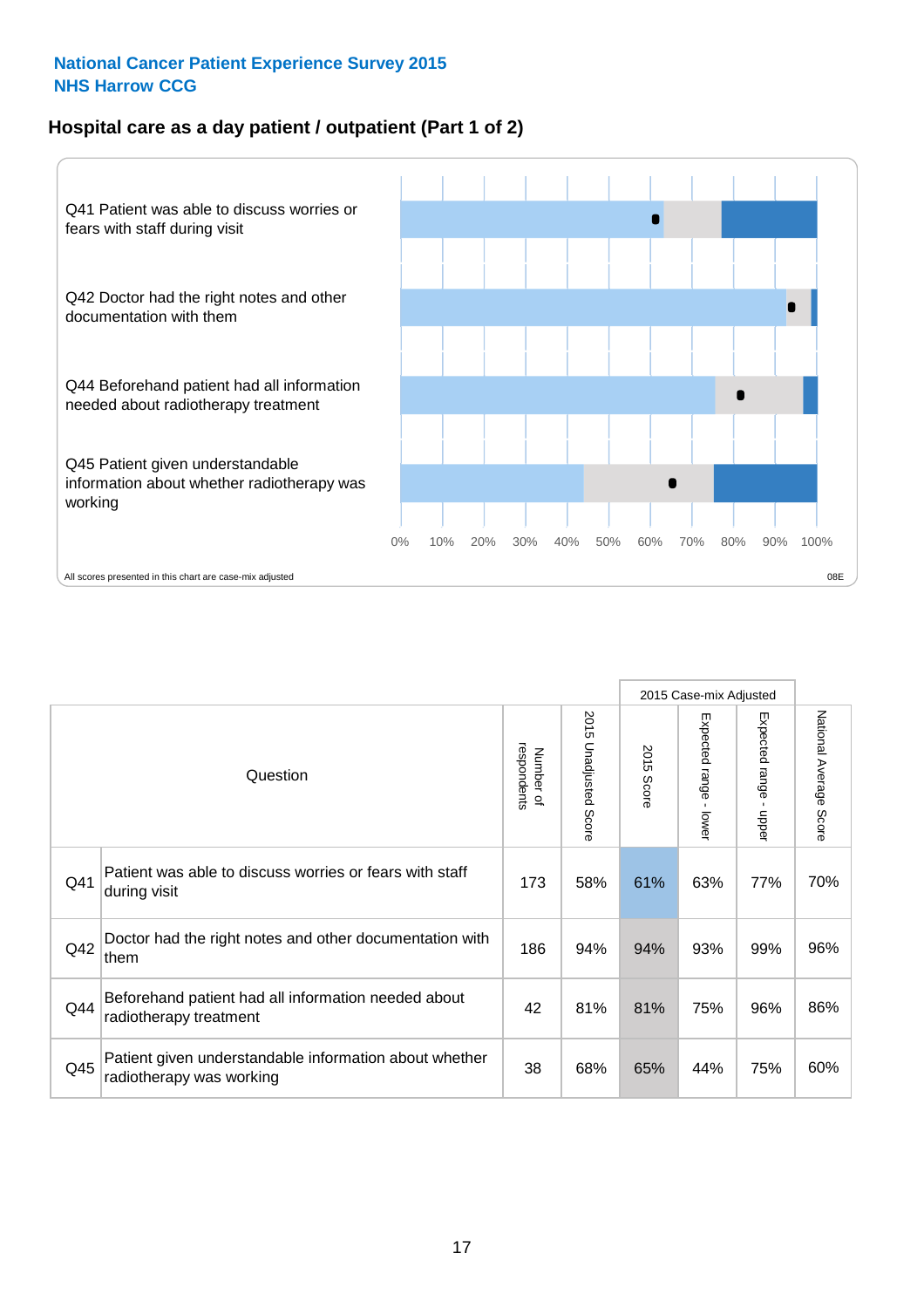National Cancer Patient Experience Survey 2015
NHS Harrow CCG

## Hospital care as a day patient / outpatient (Part 1 of 2)

Q41 Patient was able to discuss worries or fears with staff during visit

Q42 Doctor had the right notes and other documentation with them

Q44 Beforehand patient had all information needed about radiotherapy treatment

Q45 Patient given understandable information about whether radiotherapy was working

0% 10% 20% 30% 40% 50% 60% 70% 80% 90% 100%

All scores presented in this chart are case-mix adjusted

08E

| | Question | Number of respondents | 2015 Unadjusted Score | 2015 Case-mix Adjusted: 2015 Score | 2015 Case-mix Adjusted: Expected range - lower | 2015 Case-mix Adjusted: Expected range - upper | National Average Score |
|---|---|---|---|---|---|---|---|
| Q41 | Patient was able to discuss worries or fears with staff during visit | 173 | 58% | 61% | 63% | 77% | 70% |
| Q42 | Doctor had the right notes and other documentation with them | 186 | 94% | 94% | 93% | 99% | 96% |
| Q44 | Beforehand patient had all information needed about radiotherapy treatment | 42 | 81% | 81% | 75% | 96% | 86% |
| Q45 | Patient given understandable information about whether radiotherapy was working | 38 | 68% | 65% | 44% | 75% | 60% |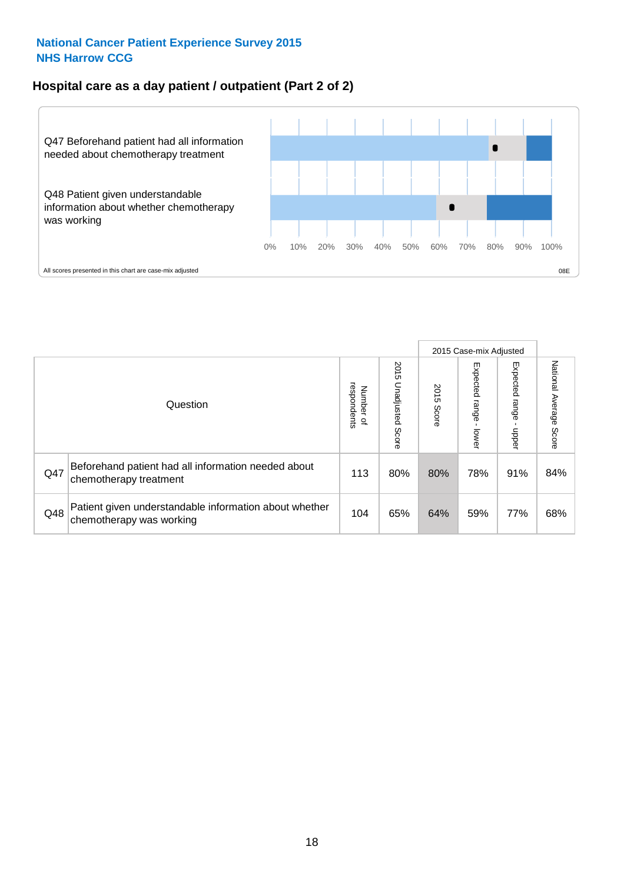National Cancer Patient Experience Survey 2015
NHS Harrow CCG

## Hospital care as a day patient / outpatient (Part 2 of 2)

Q47 Beforehand patient had all information needed about chemotherapy treatment

Q48 Patient given understandable information about whether chemotherapy was working

0% 10% 20% 30% 40% 50% 60% 70% 80% 90% 100%

All scores presented in this chart are case-mix adjusted

08E

| Question | | Number of respondents | 2015 Unadjusted Score | 2015 Case-mix Adjusted | | | National Average Score |
|---|---|---|---|---|---|---|---|
| | | | | 2015 Score | Expected range - lower | Expected range - upper | |
| Q47 | Beforehand patient had all information needed about chemotherapy treatment | 113 | 80% | 80% | 78% | 91% | 84% |
| Q48 | Patient given understandable information about whether chemotherapy was working | 104 | 65% | 64% | 59% | 77% | 68% |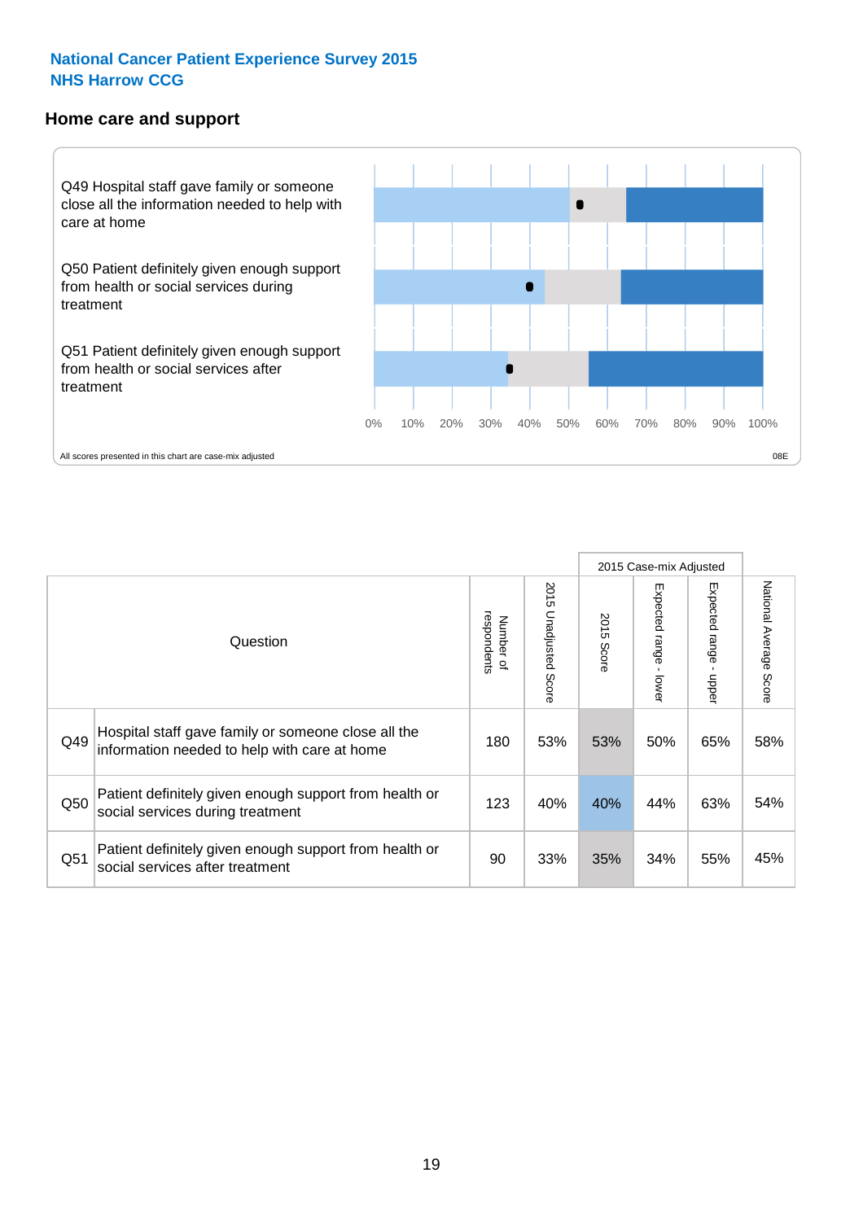**National Cancer Patient Experience Survey 2015**
**NHS Harrow CCG**

## Home care and support

Q49 Hospital staff gave family or someone close all the information needed to help with care at home

Q50 Patient definitely given enough support from health or social services during treatment

Q51 Patient definitely given enough support from health or social services after treatment

0% 10% 20% 30% 40% 50% 60% 70% 80% 90% 100%

All scores presented in this chart are case-mix adjusted

08E

| | Question | Number of respondents | 2015 Unadjusted Score | 2015 Case-mix Adjusted | | | National Average Score |
|---|---|---|---|---|---|---|---|
| | | | | 2015 Score | Expected range - lower | Expected range - upper | |
| Q49 | Hospital staff gave family or someone close all the information needed to help with care at home | 180 | 53% | 53% | 50% | 65% | 58% |
| Q50 | Patient definitely given enough support from health or social services during treatment | 123 | 40% | 40% | 44% | 63% | 54% |
| Q51 | Patient definitely given enough support from health or social services after treatment | 90 | 33% | 35% | 34% | 55% | 45% |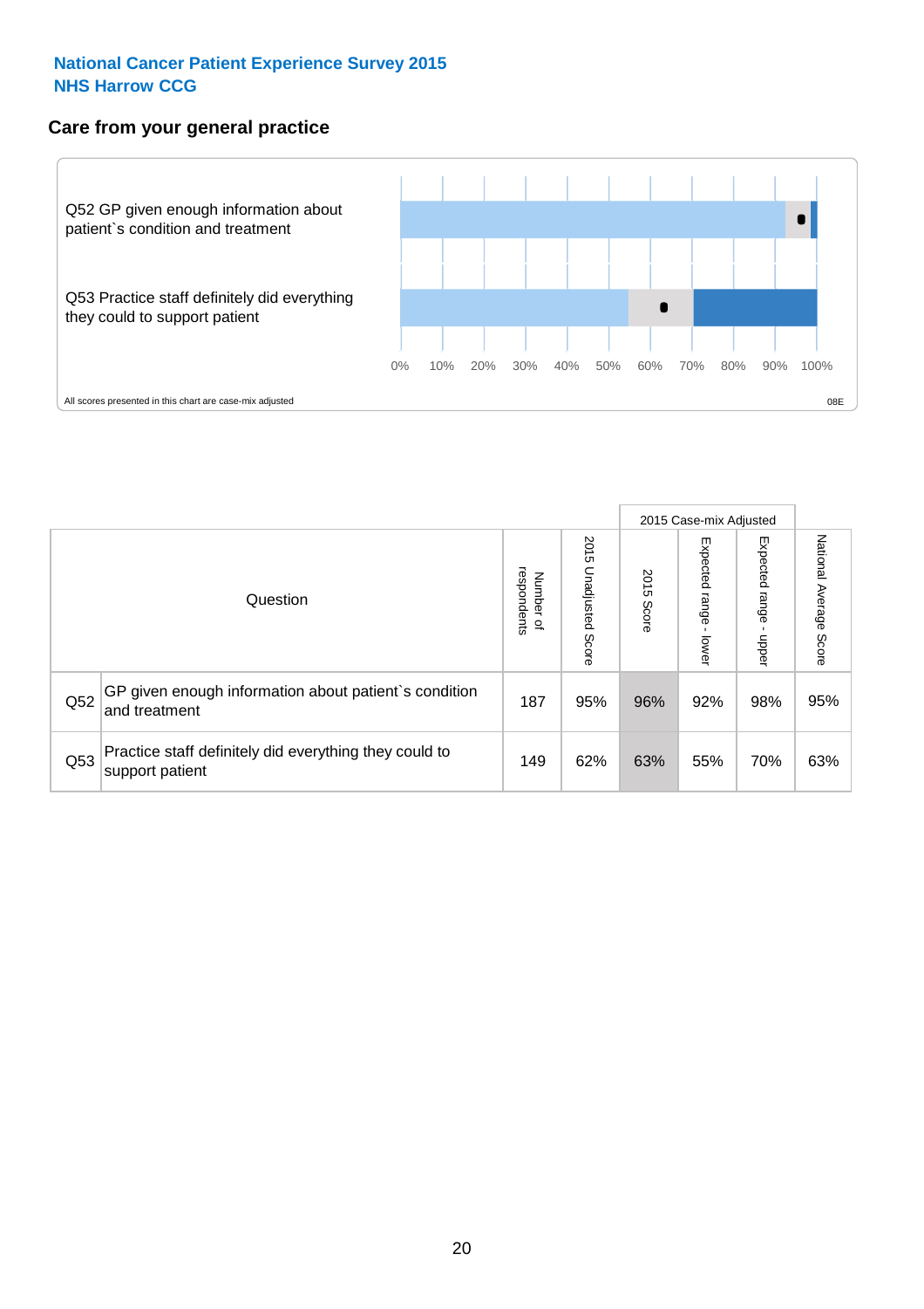National Cancer Patient Experience Survey 2015
NHS Harrow CCG

## Care from your general practice

Q52 GP given enough information about patient`s condition and treatment

Q53 Practice staff definitely did everything they could to support patient

0% 10% 20% 30% 40% 50% 60% 70% 80% 90% 100%

All scores presented in this chart are case-mix adjusted

08E

| | Question | Number of respondents | 2015 Unadjusted Score | 2015 Case-mix Adjusted: 2015 Score | 2015 Case-mix Adjusted: Expected range - lower | 2015 Case-mix Adjusted: Expected range - upper | National Average Score |
|---|---|---|---|---|---|---|---|
| Q52 | GP given enough information about patient`s condition and treatment | 187 | 95% | 96% | 92% | 98% | 95% |
| Q53 | Practice staff definitely did everything they could to support patient | 149 | 62% | 63% | 55% | 70% | 63% |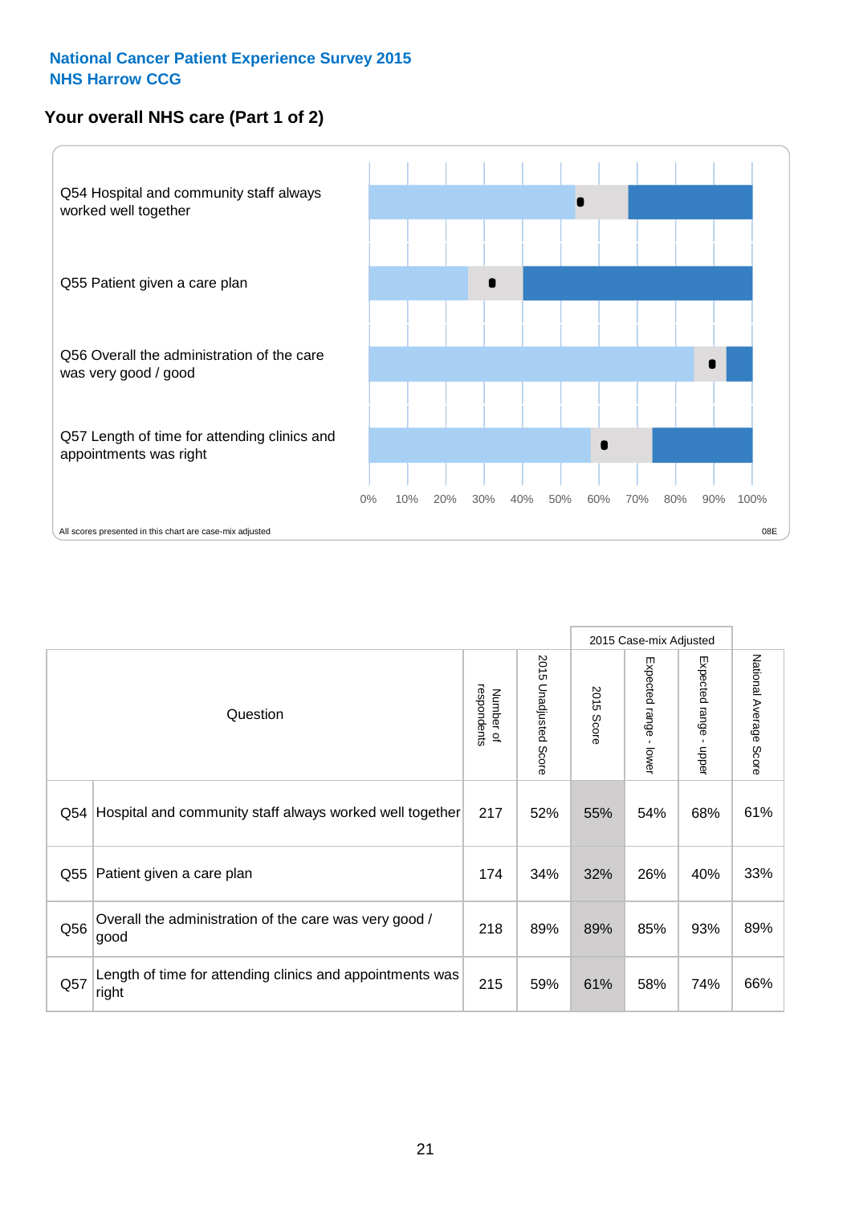**National Cancer Patient Experience Survey 2015**
**NHS Harrow CCG**

## Your overall NHS care (Part 1 of 2)

Q54 Hospital and community staff always worked well together

Q55 Patient given a care plan

Q56 Overall the administration of the care was very good / good

Q57 Length of time for attending clinics and appointments was right

0% 10% 20% 30% 40% 50% 60% 70% 80% 90% 100%

All scores presented in this chart are case-mix adjusted

08E

| | Question | Number of respondents | 2015 Unadjusted Score | 2015 Case-mix Adjusted: 2015 Score | 2015 Case-mix Adjusted: Expected range - lower | 2015 Case-mix Adjusted: Expected range - upper | National Average Score |
|---|---|---|---|---|---|---|---|
| Q54 | Hospital and community staff always worked well together | 217 | 52% | 55% | 54% | 68% | 61% |
| Q55 | Patient given a care plan | 174 | 34% | 32% | 26% | 40% | 33% |
| Q56 | Overall the administration of the care was very good / good | 218 | 89% | 89% | 85% | 93% | 89% |
| Q57 | Length of time for attending clinics and appointments was right | 215 | 59% | 61% | 58% | 74% | 66% |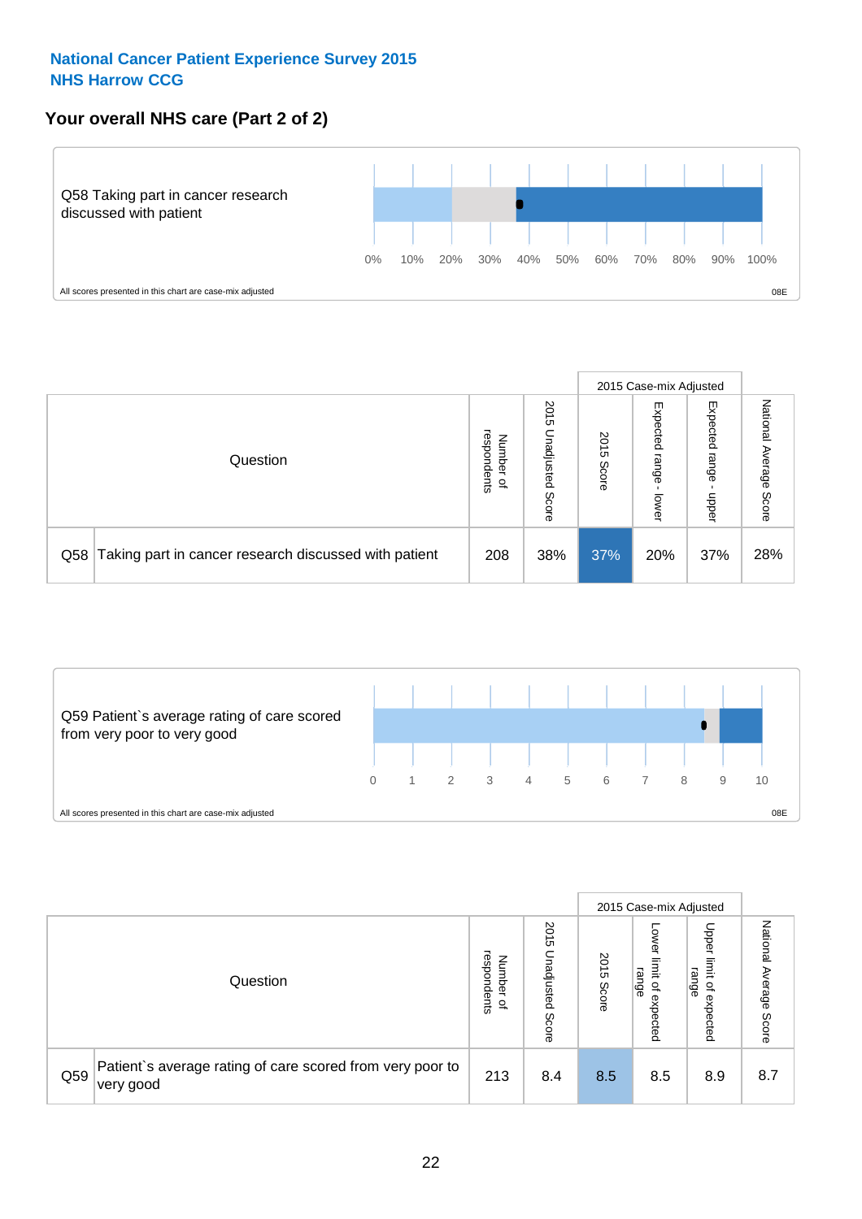## National Cancer Patient Experience Survey 2015
## NHS Harrow CCG

### Your overall NHS care (Part 2 of 2)

Q58 Taking part in cancer research discussed with patient

0% 10% 20% 30% 40% 50% 60% 70% 80% 90% 100%

All scores presented in this chart are case-mix adjusted

08E

| Question | | Number of respondents | 2015 Unadjusted Score | 2015 Case-mix Adjusted: 2015 Score | 2015 Case-mix Adjusted: Expected range - lower | 2015 Case-mix Adjusted: Expected range - upper | National Average Score |
|---|---|---|---|---|---|---|---|
| Q58 | Taking part in cancer research discussed with patient | 208 | 38% | 37% | 20% | 37% | 28% |

Q59 Patient`s average rating of care scored from very poor to very good

0 1 2 3 4 5 6 7 8 9 10

All scores presented in this chart are case-mix adjusted

08E

| Question | | Number of respondents | 2015 Unadjusted Score | 2015 Case-mix Adjusted: 2015 Score | 2015 Case-mix Adjusted: Lower limit of expected range | 2015 Case-mix Adjusted: Upper limit of expected range | National Average Score |
|---|---|---|---|---|---|---|---|
| Q59 | Patient`s average rating of care scored from very poor to very good | 213 | 8.4 | 8.5 | 8.5 | 8.9 | 8.7 |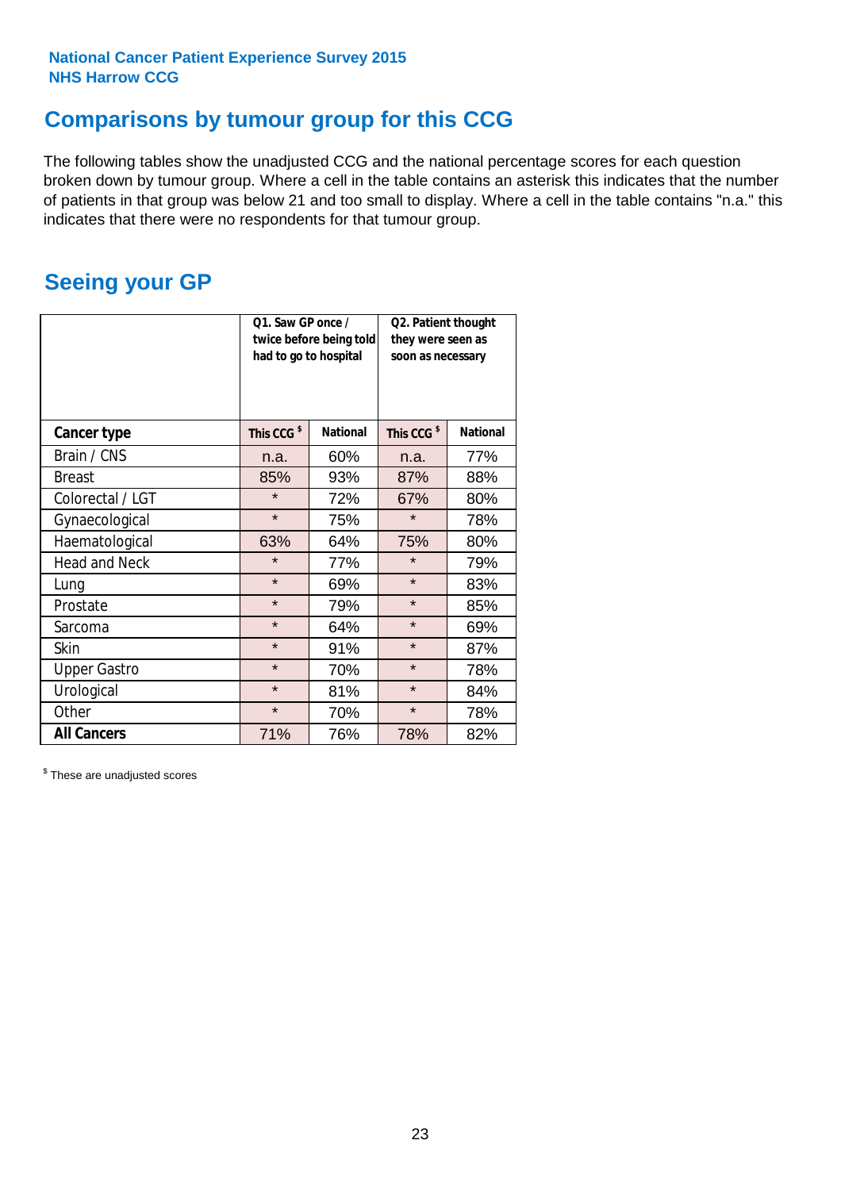National Cancer Patient Experience Survey 2015
NHS Harrow CCG

## Comparisons by tumour group for this CCG

The following tables show the unadjusted CCG and the national percentage scores for each question broken down by tumour group. Where a cell in the table contains an asterisk this indicates that the number of patients in that group was below 21 and too small to display. Where a cell in the table contains "n.a." this indicates that there were no respondents for that tumour group.

## Seeing your GP

| | Q1. Saw GP once / twice before being told had to go to hospital | | Q2. Patient thought they were seen as soon as necessary | |
|---|---|---|---|---|
| **Cancer type** | **This CCG $** | **National** | **This CCG $** | **National** |
| Brain / CNS | n.a. | 60% | n.a. | 77% |
| Breast | 85% | 93% | 87% | 88% |
| Colorectal / LGT | * | 72% | 67% | 80% |
| Gynaecological | * | 75% | * | 78% |
| Haematological | 63% | 64% | 75% | 80% |
| Head and Neck | * | 77% | * | 79% |
| Lung | * | 69% | * | 83% |
| Prostate | * | 79% | * | 85% |
| Sarcoma | * | 64% | * | 69% |
| Skin | * | 91% | * | 87% |
| Upper Gastro | * | 70% | * | 78% |
| Urological | * | 81% | * | 84% |
| Other | * | 70% | * | 78% |
| **All Cancers** | 71% | 76% | 78% | 82% |

$ These are unadjusted scores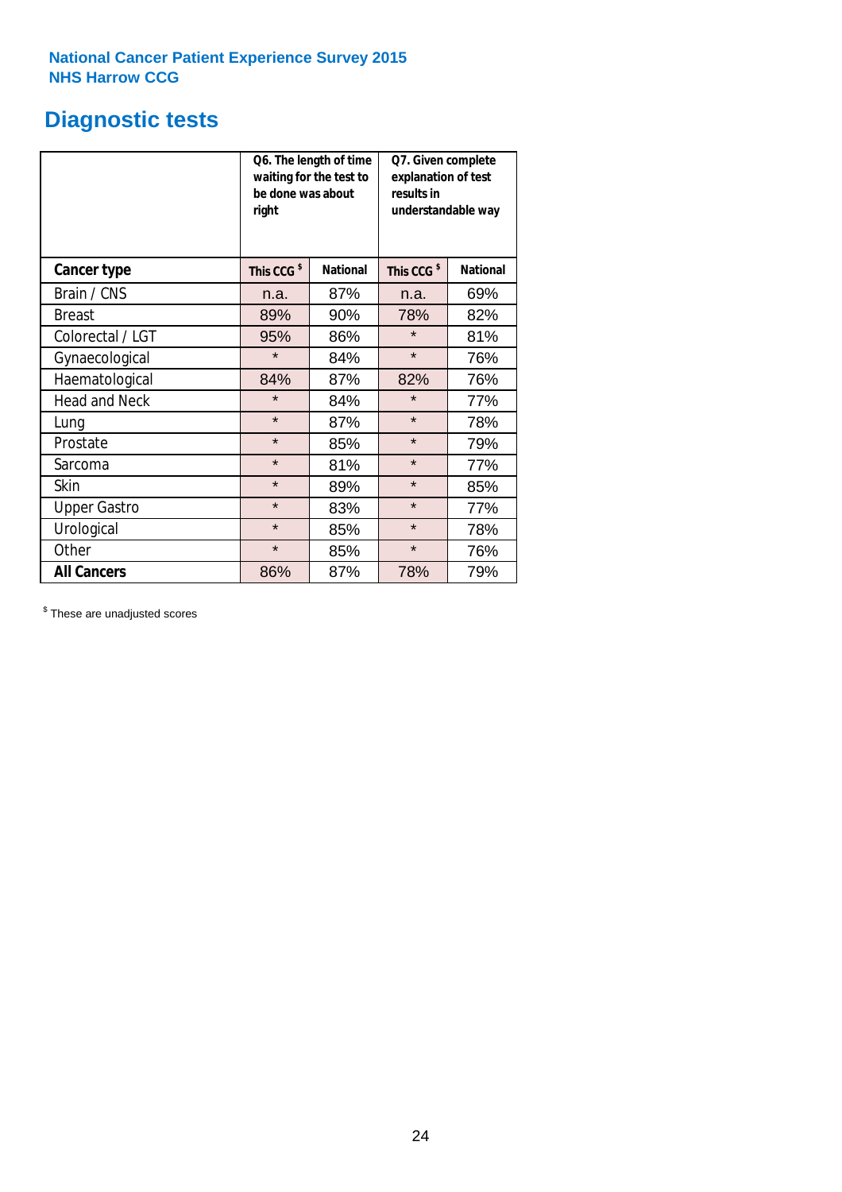National Cancer Patient Experience Survey 2015
NHS Harrow CCG

# Diagnostic tests

| | Q6. The length of time waiting for the test to be done was about right | | Q7. Given complete explanation of test results in understandable way | |
|---|---|---|---|---|
| **Cancer type** | **This CCG $** | **National** | **This CCG $** | **National** |
| Brain / CNS | n.a. | 87% | n.a. | 69% |
| Breast | 89% | 90% | 78% | 82% |
| Colorectal / LGT | 95% | 86% | * | 81% |
| Gynaecological | * | 84% | * | 76% |
| Haematological | 84% | 87% | 82% | 76% |
| Head and Neck | * | 84% | * | 77% |
| Lung | * | 87% | * | 78% |
| Prostate | * | 85% | * | 79% |
| Sarcoma | * | 81% | * | 77% |
| Skin | * | 89% | * | 85% |
| Upper Gastro | * | 83% | * | 77% |
| Urological | * | 85% | * | 78% |
| Other | * | 85% | * | 76% |
| **All Cancers** | 86% | 87% | 78% | 79% |

$ These are unadjusted scores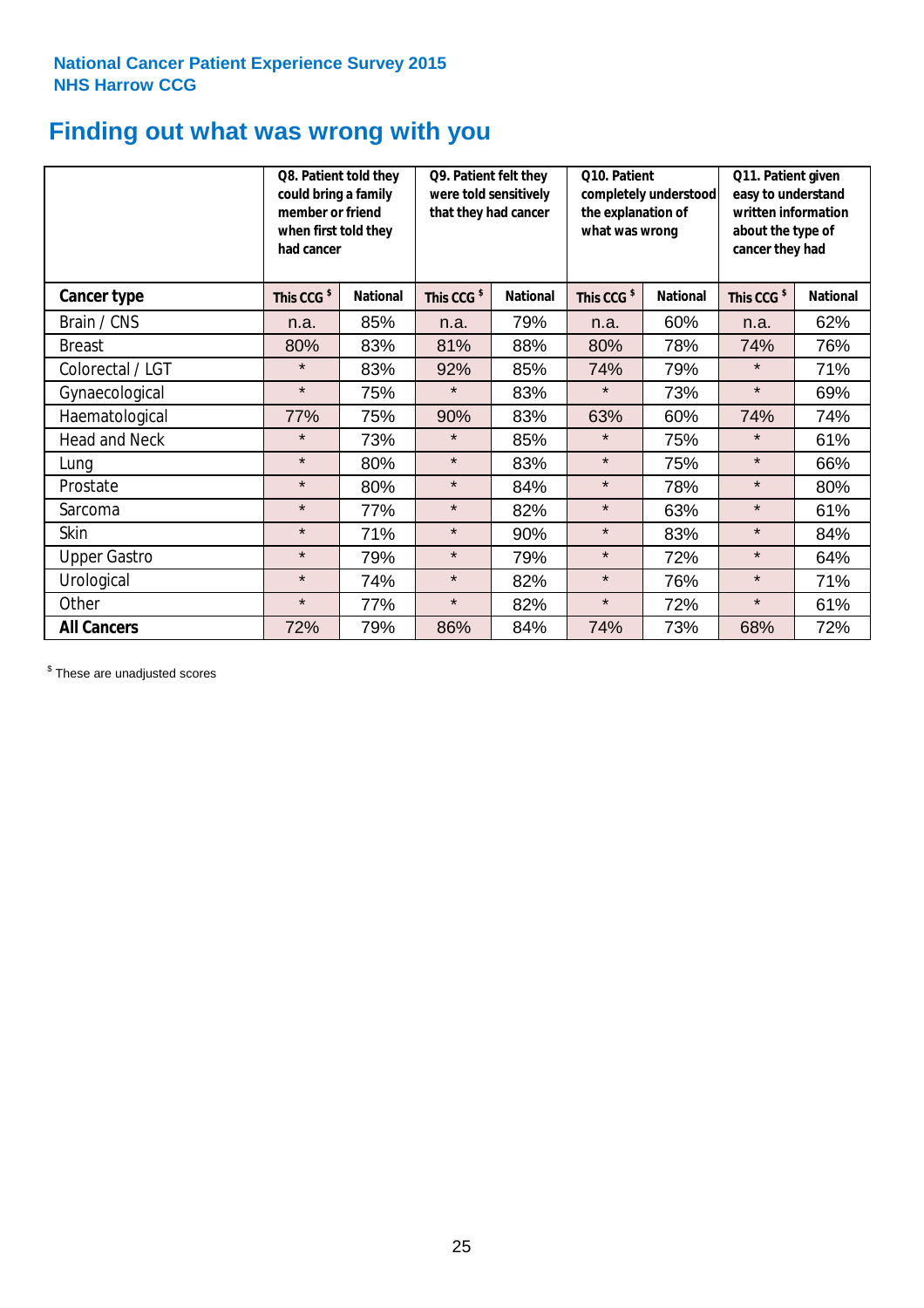**National Cancer Patient Experience Survey 2015**
**NHS Harrow CCG**

# Finding out what was wrong with you

| | Q8. Patient told they could bring a family member or friend when first told they had cancer | | Q9. Patient felt they were told sensitively that they had cancer | | Q10. Patient completely understood the explanation of what was wrong | | Q11. Patient given easy to understand written information about the type of cancer they had | |
|---|---|---|---|---|---|---|---|---|
| **Cancer type** | **This CCG $** | **National** | **This CCG $** | **National** | **This CCG $** | **National** | **This CCG $** | **National** |
| Brain / CNS | n.a. | 85% | n.a. | 79% | n.a. | 60% | n.a. | 62% |
| Breast | 80% | 83% | 81% | 88% | 80% | 78% | 74% | 76% |
| Colorectal / LGT | * | 83% | 92% | 85% | 74% | 79% | * | 71% |
| Gynaecological | * | 75% | * | 83% | * | 73% | * | 69% |
| Haematological | 77% | 75% | 90% | 83% | 63% | 60% | 74% | 74% |
| Head and Neck | * | 73% | * | 85% | * | 75% | * | 61% |
| Lung | * | 80% | * | 83% | * | 75% | * | 66% |
| Prostate | * | 80% | * | 84% | * | 78% | * | 80% |
| Sarcoma | * | 77% | * | 82% | * | 63% | * | 61% |
| Skin | * | 71% | * | 90% | * | 83% | * | 84% |
| Upper Gastro | * | 79% | * | 79% | * | 72% | * | 64% |
| Urological | * | 74% | * | 82% | * | 76% | * | 71% |
| Other | * | 77% | * | 82% | * | 72% | * | 61% |
| **All Cancers** | 72% | 79% | 86% | 84% | 74% | 73% | 68% | 72% |

$ These are unadjusted scores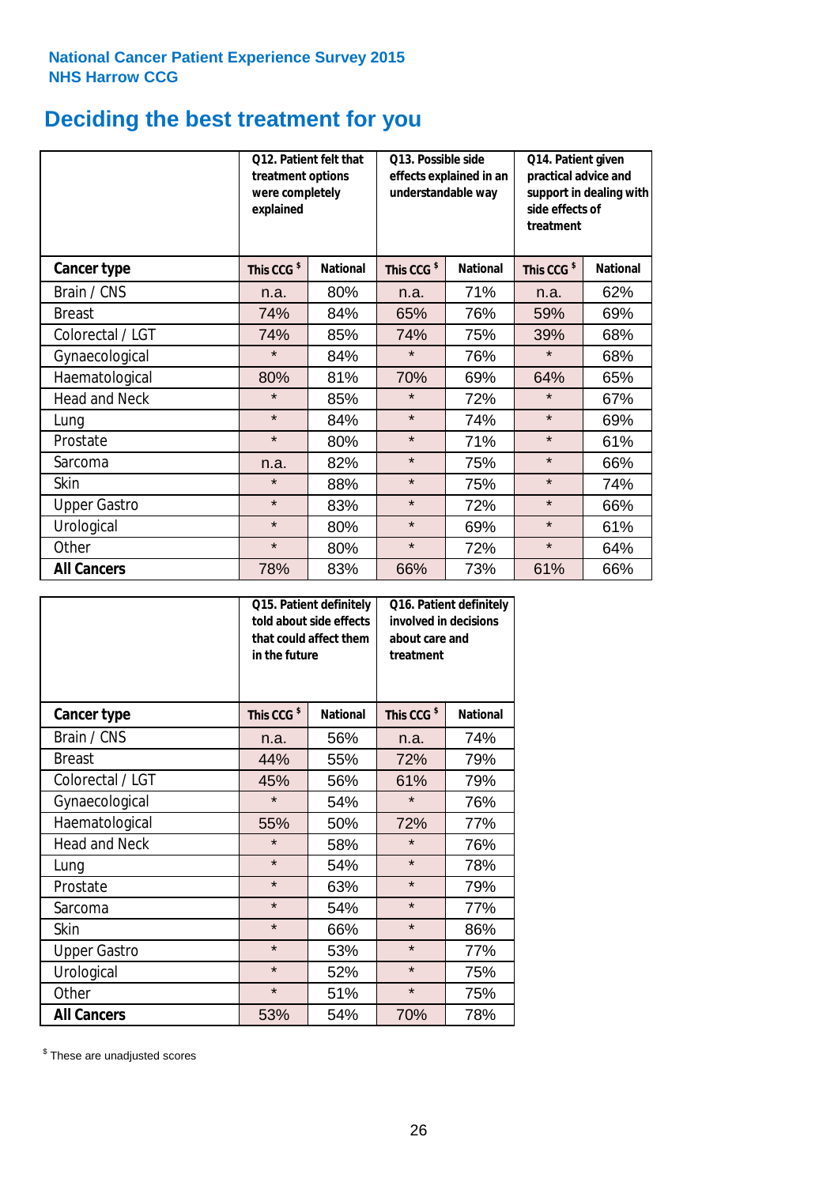National Cancer Patient Experience Survey 2015
NHS Harrow CCG

# Deciding the best treatment for you

| | Q12. Patient felt that treatment options were completely explained | | Q13. Possible side effects explained in an understandable way | | Q14. Patient given practical advice and support in dealing with side effects of treatment | |
|---|---|---|---|---|---|---|
| **Cancer type** | **This CCG $** | **National** | **This CCG $** | **National** | **This CCG $** | **National** |
| Brain / CNS | n.a. | 80% | n.a. | 71% | n.a. | 62% |
| Breast | 74% | 84% | 65% | 76% | 59% | 69% |
| Colorectal / LGT | 74% | 85% | 74% | 75% | 39% | 68% |
| Gynaecological | * | 84% | * | 76% | * | 68% |
| Haematological | 80% | 81% | 70% | 69% | 64% | 65% |
| Head and Neck | * | 85% | * | 72% | * | 67% |
| Lung | * | 84% | * | 74% | * | 69% |
| Prostate | * | 80% | * | 71% | * | 61% |
| Sarcoma | n.a. | 82% | * | 75% | * | 66% |
| Skin | * | 88% | * | 75% | * | 74% |
| Upper Gastro | * | 83% | * | 72% | * | 66% |
| Urological | * | 80% | * | 69% | * | 61% |
| Other | * | 80% | * | 72% | * | 64% |
| **All Cancers** | 78% | 83% | 66% | 73% | 61% | 66% |

| | Q15. Patient definitely told about side effects that could affect them in the future | | Q16. Patient definitely involved in decisions about care and treatment | |
|---|---|---|---|---|
| **Cancer type** | **This CCG $** | **National** | **This CCG $** | **National** |
| Brain / CNS | n.a. | 56% | n.a. | 74% |
| Breast | 44% | 55% | 72% | 79% |
| Colorectal / LGT | 45% | 56% | 61% | 79% |
| Gynaecological | * | 54% | * | 76% |
| Haematological | 55% | 50% | 72% | 77% |
| Head and Neck | * | 58% | * | 76% |
| Lung | * | 54% | * | 78% |
| Prostate | * | 63% | * | 79% |
| Sarcoma | * | 54% | * | 77% |
| Skin | * | 66% | * | 86% |
| Upper Gastro | * | 53% | * | 77% |
| Urological | * | 52% | * | 75% |
| Other | * | 51% | * | 75% |
| **All Cancers** | 53% | 54% | 70% | 78% |

$ These are unadjusted scores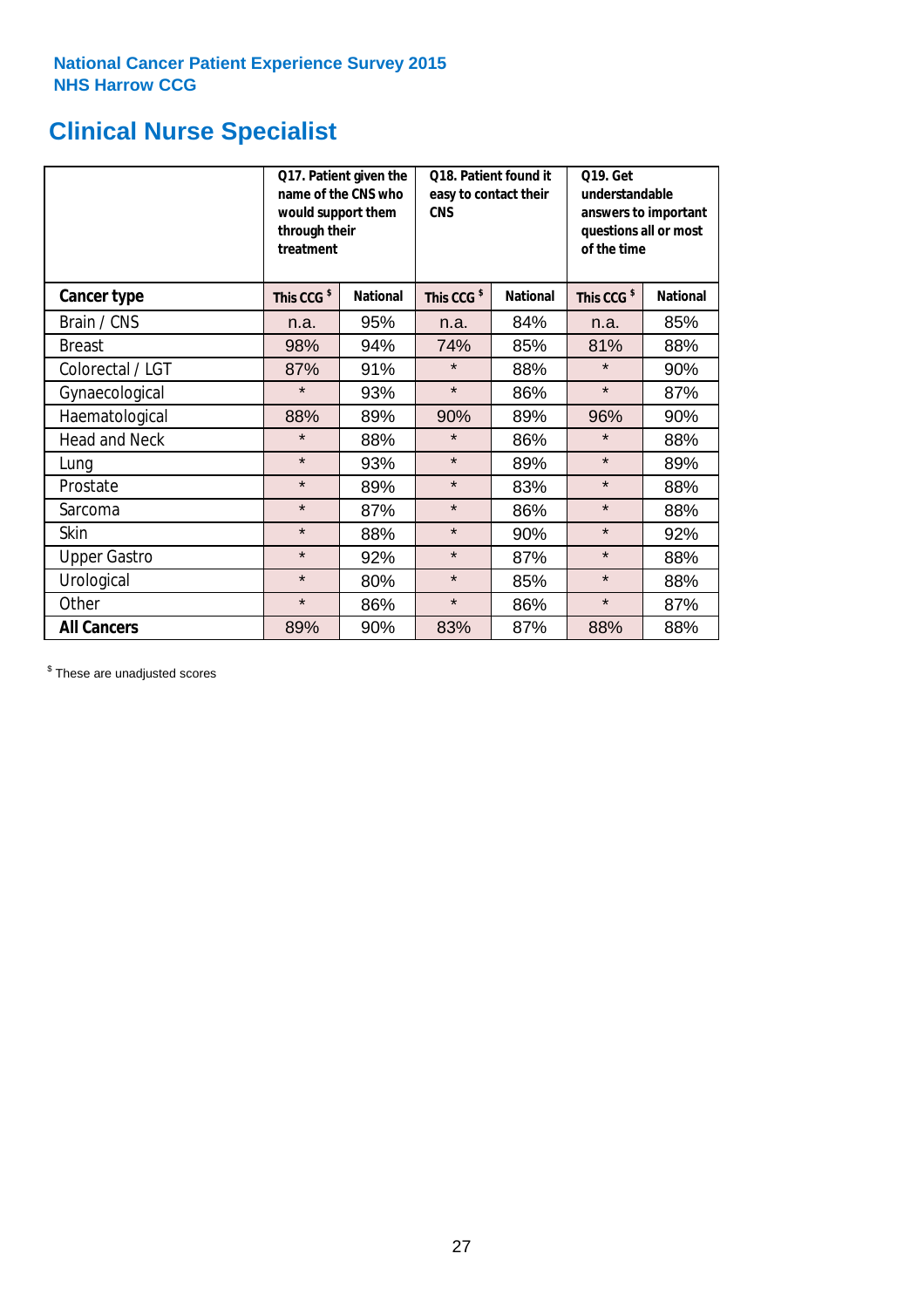**National Cancer Patient Experience Survey 2015**
**NHS Harrow CCG**

# Clinical Nurse Specialist

| | Q17. Patient given the name of the CNS who would support them through their treatment | | Q18. Patient found it easy to contact their CNS | | Q19. Get understandable answers to important questions all or most of the time | |
|---|---|---|---|---|---|---|
| **Cancer type** | **This CCG $** | **National** | **This CCG $** | **National** | **This CCG $** | **National** |
| Brain / CNS | n.a. | 95% | n.a. | 84% | n.a. | 85% |
| Breast | 98% | 94% | 74% | 85% | 81% | 88% |
| Colorectal / LGT | 87% | 91% | * | 88% | * | 90% |
| Gynaecological | * | 93% | * | 86% | * | 87% |
| Haematological | 88% | 89% | 90% | 89% | 96% | 90% |
| Head and Neck | * | 88% | * | 86% | * | 88% |
| Lung | * | 93% | * | 89% | * | 89% |
| Prostate | * | 89% | * | 83% | * | 88% |
| Sarcoma | * | 87% | * | 86% | * | 88% |
| Skin | * | 88% | * | 90% | * | 92% |
| Upper Gastro | * | 92% | * | 87% | * | 88% |
| Urological | * | 80% | * | 85% | * | 88% |
| Other | * | 86% | * | 86% | * | 87% |
| **All Cancers** | 89% | 90% | 83% | 87% | 88% | 88% |

$ These are unadjusted scores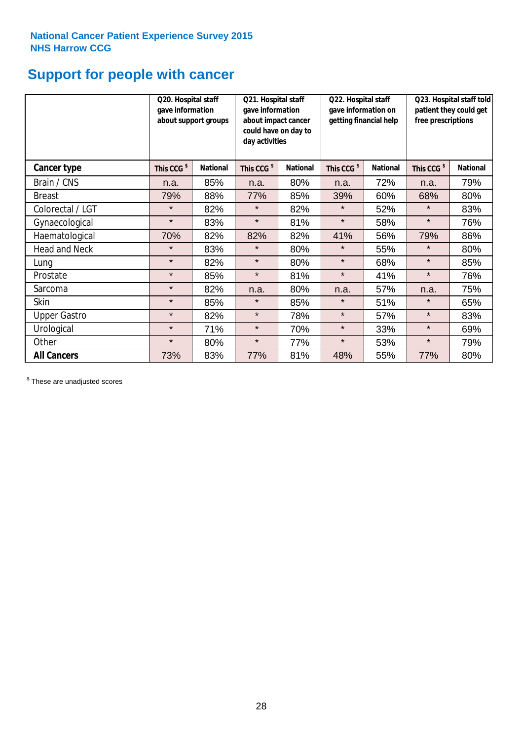National Cancer Patient Experience Survey 2015
NHS Harrow CCG

# Support for people with cancer

| | Q20. Hospital staff gave information about support groups | | Q21. Hospital staff gave information about impact cancer could have on day to day activities | | Q22. Hospital staff gave information on getting financial help | | Q23. Hospital staff told patient they could get free prescriptions | |
|---|---|---|---|---|---|---|---|---|
| **Cancer type** | This CCG $ | National | This CCG $ | National | This CCG $ | National | This CCG $ | National |
| Brain / CNS | n.a. | 85% | n.a. | 80% | n.a. | 72% | n.a. | 79% |
| Breast | 79% | 88% | 77% | 85% | 39% | 60% | 68% | 80% |
| Colorectal / LGT | * | 82% | * | 82% | * | 52% | * | 83% |
| Gynaecological | * | 83% | * | 81% | * | 58% | * | 76% |
| Haematological | 70% | 82% | 82% | 82% | 41% | 56% | 79% | 86% |
| Head and Neck | * | 83% | * | 80% | * | 55% | * | 80% |
| Lung | * | 82% | * | 80% | * | 68% | * | 85% |
| Prostate | * | 85% | * | 81% | * | 41% | * | 76% |
| Sarcoma | * | 82% | n.a. | 80% | n.a. | 57% | n.a. | 75% |
| Skin | * | 85% | * | 85% | * | 51% | * | 65% |
| Upper Gastro | * | 82% | * | 78% | * | 57% | * | 83% |
| Urological | * | 71% | * | 70% | * | 33% | * | 69% |
| Other | * | 80% | * | 77% | * | 53% | * | 79% |
| **All Cancers** | 73% | 83% | 77% | 81% | 48% | 55% | 77% | 80% |

$ These are unadjusted scores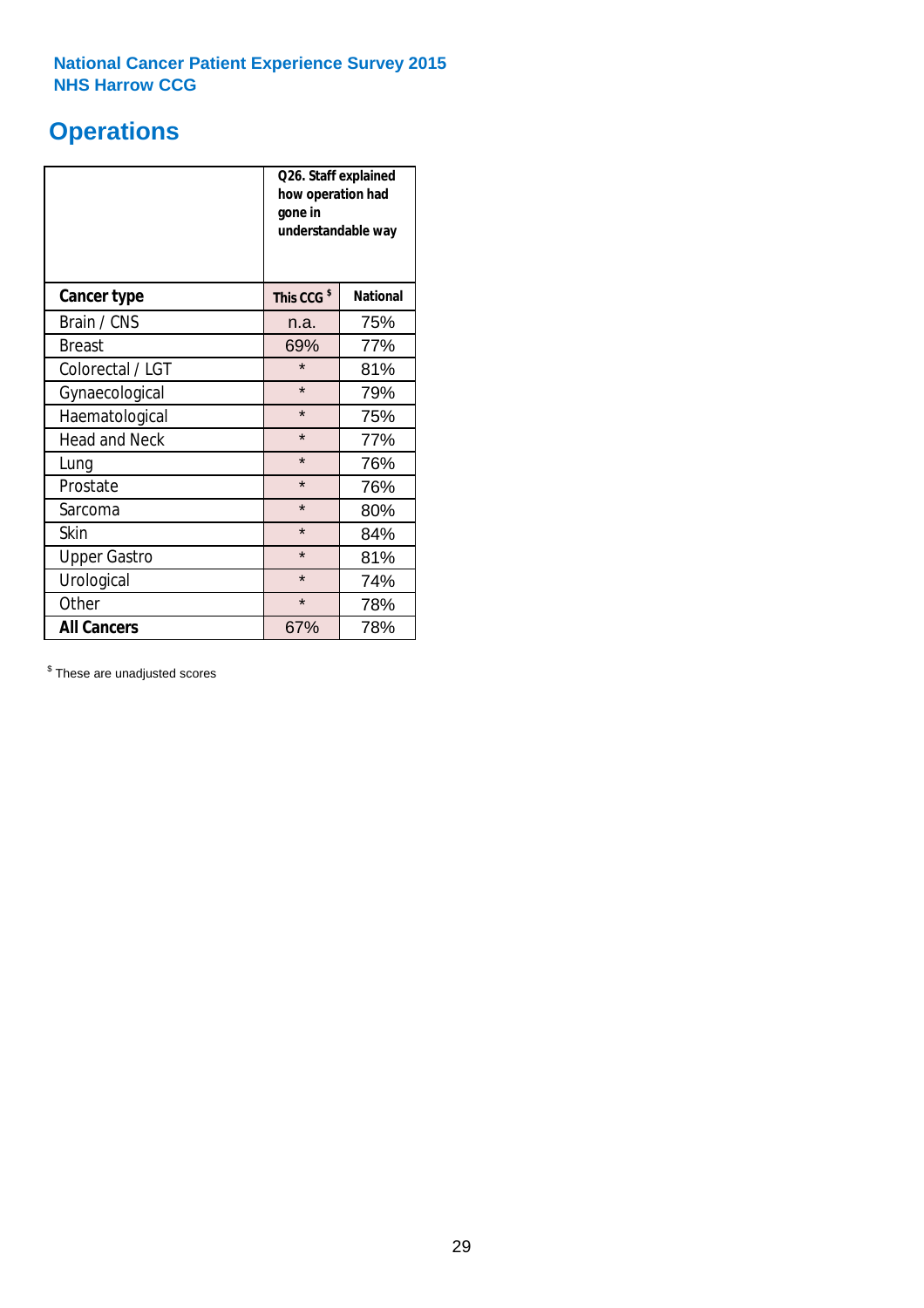National Cancer Patient Experience Survey 2015
NHS Harrow CCG

# Operations

| | Q26. Staff explained how operation had gone in understandable way | |
|---|---|---|
| **Cancer type** | **This CCG [$]** | **National** |
| Brain / CNS | n.a. | 75% |
| Breast | 69% | 77% |
| Colorectal / LGT | * | 81% |
| Gynaecological | * | 79% |
| Haematological | * | 75% |
| Head and Neck | * | 77% |
| Lung | * | 76% |
| Prostate | * | 76% |
| Sarcoma | * | 80% |
| Skin | * | 84% |
| Upper Gastro | * | 81% |
| Urological | * | 74% |
| Other | * | 78% |
| **All Cancers** | 67% | 78% |

[$] These are unadjusted scores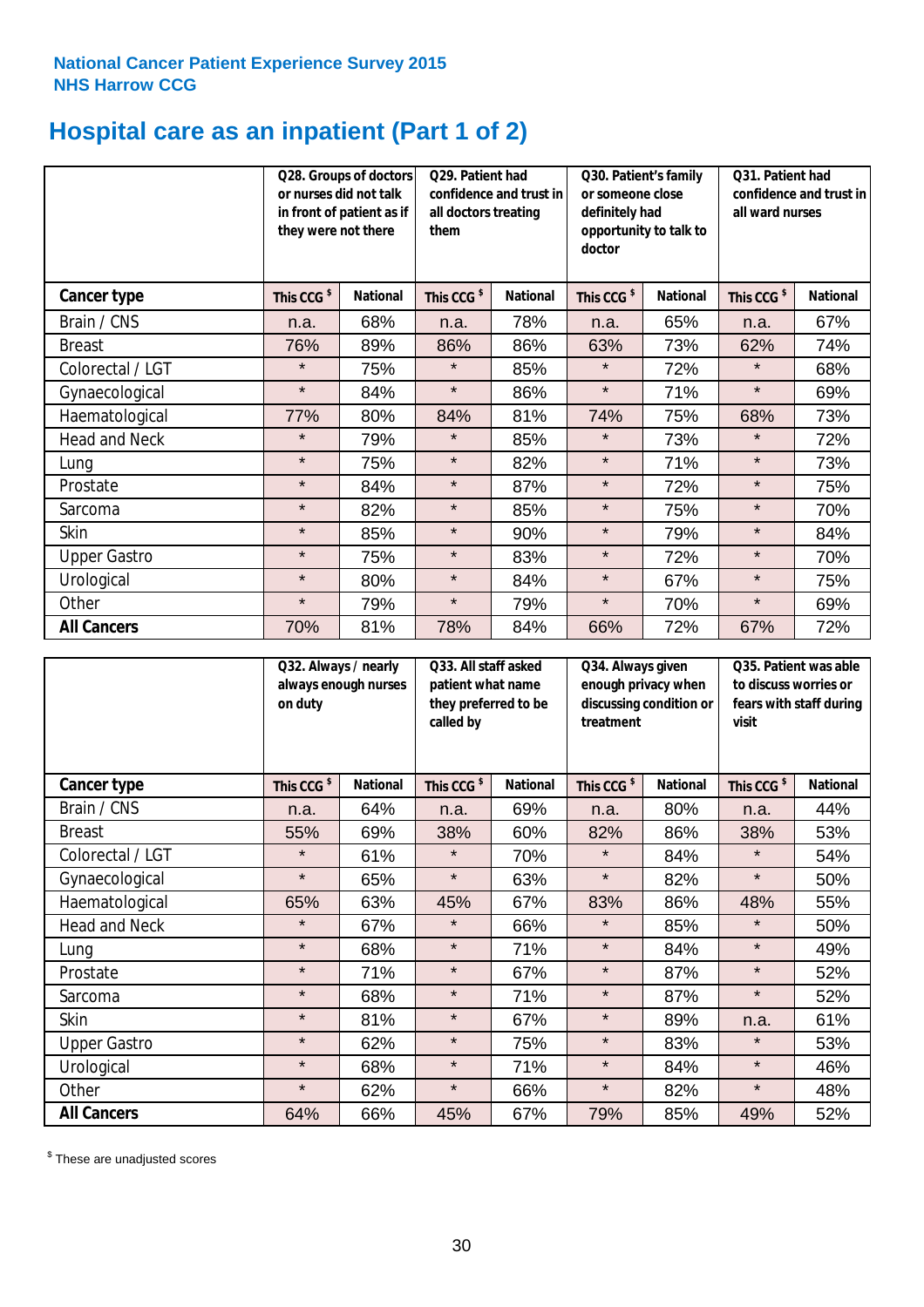**National Cancer Patient Experience Survey 2015**
**NHS Harrow CCG**

# Hospital care as an inpatient (Part 1 of 2)

| | Q28. Groups of doctors or nurses did not talk in front of patient as if they were not there | | Q29. Patient had confidence and trust in all doctors treating them | | Q30. Patient's family or someone close definitely had opportunity to talk to doctor | | Q31. Patient had confidence and trust in all ward nurses | |
|---|---|---|---|---|---|---|---|---|
| **Cancer type** | **This CCG $** | **National** | **This CCG $** | **National** | **This CCG $** | **National** | **This CCG $** | **National** |
| Brain / CNS | n.a. | 68% | n.a. | 78% | n.a. | 65% | n.a. | 67% |
| Breast | 76% | 89% | 86% | 86% | 63% | 73% | 62% | 74% |
| Colorectal / LGT | * | 75% | * | 85% | * | 72% | * | 68% |
| Gynaecological | * | 84% | * | 86% | * | 71% | * | 69% |
| Haematological | 77% | 80% | 84% | 81% | 74% | 75% | 68% | 73% |
| Head and Neck | * | 79% | * | 85% | * | 73% | * | 72% |
| Lung | * | 75% | * | 82% | * | 71% | * | 73% |
| Prostate | * | 84% | * | 87% | * | 72% | * | 75% |
| Sarcoma | * | 82% | * | 85% | * | 75% | * | 70% |
| Skin | * | 85% | * | 90% | * | 79% | * | 84% |
| Upper Gastro | * | 75% | * | 83% | * | 72% | * | 70% |
| Urological | * | 80% | * | 84% | * | 67% | * | 75% |
| Other | * | 79% | * | 79% | * | 70% | * | 69% |
| **All Cancers** | 70% | 81% | 78% | 84% | 66% | 72% | 67% | 72% |

| | Q32. Always / nearly always enough nurses on duty | | Q33. All staff asked patient what name they preferred to be called by | | Q34. Always given enough privacy when discussing condition or treatment | | Q35. Patient was able to discuss worries or fears with staff during visit | |
|---|---|---|---|---|---|---|---|---|
| **Cancer type** | **This CCG $** | **National** | **This CCG $** | **National** | **This CCG $** | **National** | **This CCG $** | **National** |
| Brain / CNS | n.a. | 64% | n.a. | 69% | n.a. | 80% | n.a. | 44% |
| Breast | 55% | 69% | 38% | 60% | 82% | 86% | 38% | 53% |
| Colorectal / LGT | * | 61% | * | 70% | * | 84% | * | 54% |
| Gynaecological | * | 65% | * | 63% | * | 82% | * | 50% |
| Haematological | 65% | 63% | 45% | 67% | 83% | 86% | 48% | 55% |
| Head and Neck | * | 67% | * | 66% | * | 85% | * | 50% |
| Lung | * | 68% | * | 71% | * | 84% | * | 49% |
| Prostate | * | 71% | * | 67% | * | 87% | * | 52% |
| Sarcoma | * | 68% | * | 71% | * | 87% | * | 52% |
| Skin | * | 81% | * | 67% | * | 89% | n.a. | 61% |
| Upper Gastro | * | 62% | * | 75% | * | 83% | * | 53% |
| Urological | * | 68% | * | 71% | * | 84% | * | 46% |
| Other | * | 62% | * | 66% | * | 82% | * | 48% |
| **All Cancers** | 64% | 66% | 45% | 67% | 79% | 85% | 49% | 52% |

$ These are unadjusted scores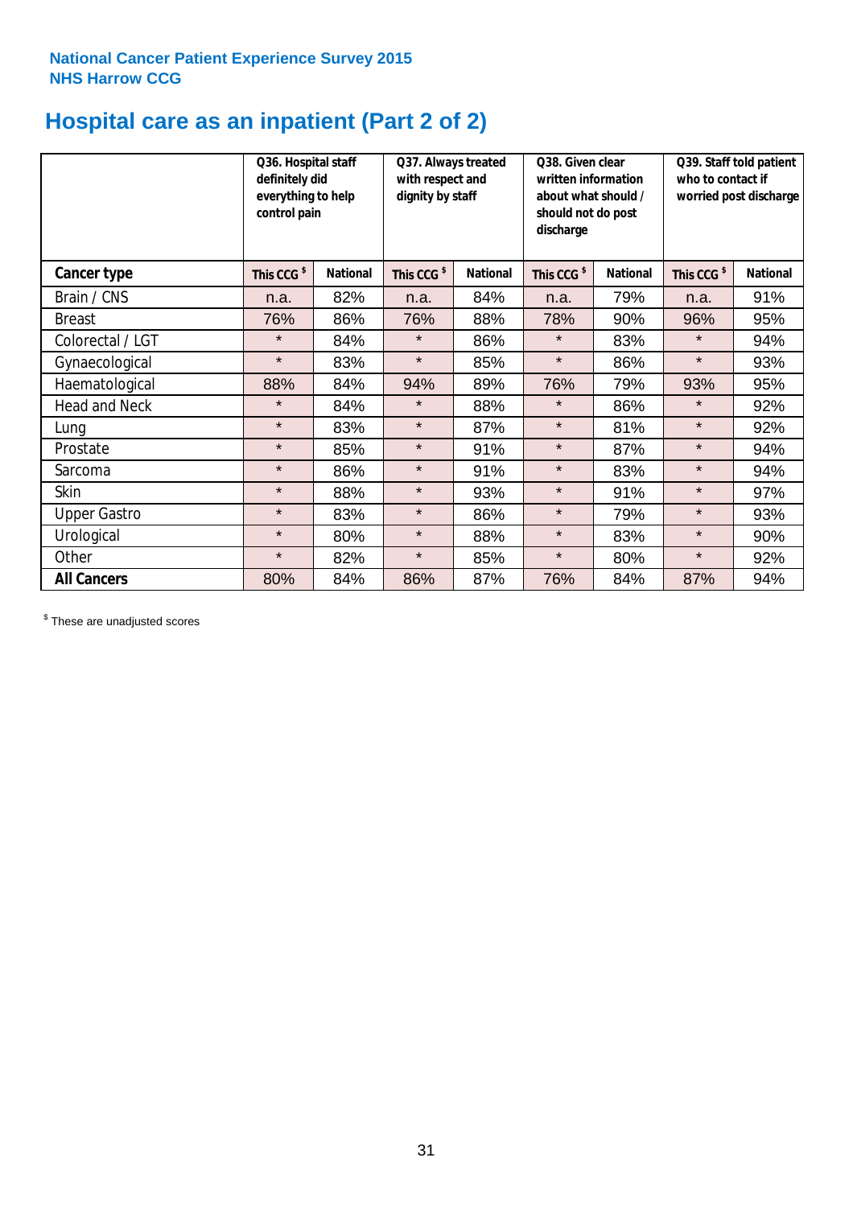**National Cancer Patient Experience Survey 2015**
**NHS Harrow CCG**

# Hospital care as an inpatient (Part 2 of 2)

| | Q36. Hospital staff definitely did everything to help control pain | | Q37. Always treated with respect and dignity by staff | | Q38. Given clear written information about what should / should not do post discharge | | Q39. Staff told patient who to contact if worried post discharge | |
|---|---|---|---|---|---|---|---|---|
| **Cancer type** | This CCG $ | National | This CCG $ | National | This CCG $ | National | This CCG $ | National |
| Brain / CNS | n.a. | 82% | n.a. | 84% | n.a. | 79% | n.a. | 91% |
| Breast | 76% | 86% | 76% | 88% | 78% | 90% | 96% | 95% |
| Colorectal / LGT | * | 84% | * | 86% | * | 83% | * | 94% |
| Gynaecological | * | 83% | * | 85% | * | 86% | * | 93% |
| Haematological | 88% | 84% | 94% | 89% | 76% | 79% | 93% | 95% |
| Head and Neck | * | 84% | * | 88% | * | 86% | * | 92% |
| Lung | * | 83% | * | 87% | * | 81% | * | 92% |
| Prostate | * | 85% | * | 91% | * | 87% | * | 94% |
| Sarcoma | * | 86% | * | 91% | * | 83% | * | 94% |
| Skin | * | 88% | * | 93% | * | 91% | * | 97% |
| Upper Gastro | * | 83% | * | 86% | * | 79% | * | 93% |
| Urological | * | 80% | * | 88% | * | 83% | * | 90% |
| Other | * | 82% | * | 85% | * | 80% | * | 92% |
| **All Cancers** | 80% | 84% | 86% | 87% | 76% | 84% | 87% | 94% |

$ These are unadjusted scores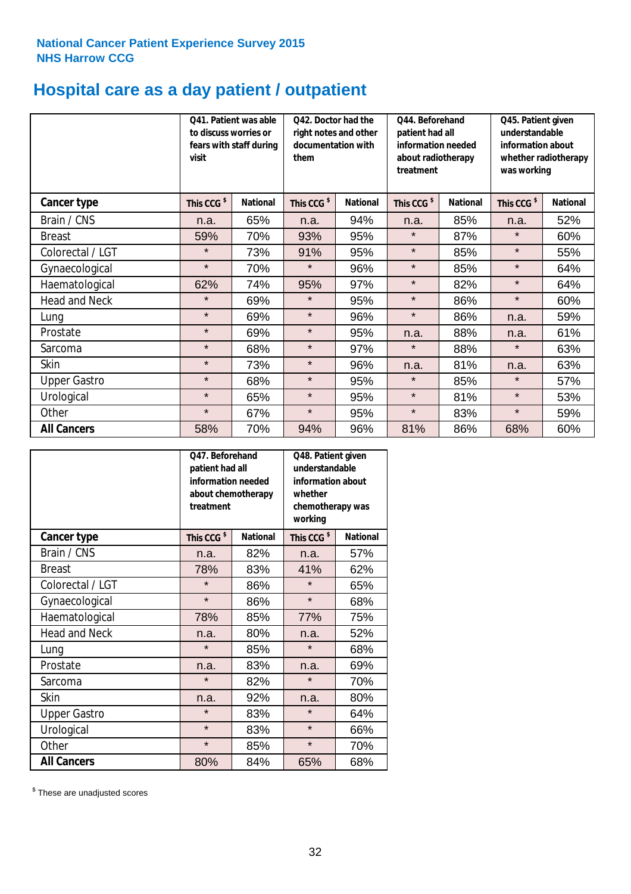National Cancer Patient Experience Survey 2015
NHS Harrow CCG

# Hospital care as a day patient / outpatient

| | Q41. Patient was able to discuss worries or fears with staff during visit | | Q42. Doctor had the right notes and other documentation with them | | Q44. Beforehand patient had all information needed about radiotherapy treatment | | Q45. Patient given understandable information about whether radiotherapy was working | |
|---|---|---|---|---|---|---|---|---|
| **Cancer type** | **This CCG $** | **National** | **This CCG $** | **National** | **This CCG $** | **National** | **This CCG $** | **National** |
| Brain / CNS | n.a. | 65% | n.a. | 94% | n.a. | 85% | n.a. | 52% |
| Breast | 59% | 70% | 93% | 95% | * | 87% | * | 60% |
| Colorectal / LGT | * | 73% | 91% | 95% | * | 85% | * | 55% |
| Gynaecological | * | 70% | * | 96% | * | 85% | * | 64% |
| Haematological | 62% | 74% | 95% | 97% | * | 82% | * | 64% |
| Head and Neck | * | 69% | * | 95% | * | 86% | * | 60% |
| Lung | * | 69% | * | 96% | * | 86% | n.a. | 59% |
| Prostate | * | 69% | * | 95% | n.a. | 88% | n.a. | 61% |
| Sarcoma | * | 68% | * | 97% | * | 88% | * | 63% |
| Skin | * | 73% | * | 96% | n.a. | 81% | n.a. | 63% |
| Upper Gastro | * | 68% | * | 95% | * | 85% | * | 57% |
| Urological | * | 65% | * | 95% | * | 81% | * | 53% |
| Other | * | 67% | * | 95% | * | 83% | * | 59% |
| **All Cancers** | 58% | 70% | 94% | 96% | 81% | 86% | 68% | 60% |

| | Q47. Beforehand patient had all information needed about chemotherapy treatment | | Q48. Patient given understandable information about whether chemotherapy was working | |
|---|---|---|---|---|
| **Cancer type** | **This CCG $** | **National** | **This CCG $** | **National** |
| Brain / CNS | n.a. | 82% | n.a. | 57% |
| Breast | 78% | 83% | 41% | 62% |
| Colorectal / LGT | * | 86% | * | 65% |
| Gynaecological | * | 86% | * | 68% |
| Haematological | 78% | 85% | 77% | 75% |
| Head and Neck | n.a. | 80% | n.a. | 52% |
| Lung | * | 85% | * | 68% |
| Prostate | n.a. | 83% | n.a. | 69% |
| Sarcoma | * | 82% | * | 70% |
| Skin | n.a. | 92% | n.a. | 80% |
| Upper Gastro | * | 83% | * | 64% |
| Urological | * | 83% | * | 66% |
| Other | * | 85% | * | 70% |
| **All Cancers** | 80% | 84% | 65% | 68% |

$ These are unadjusted scores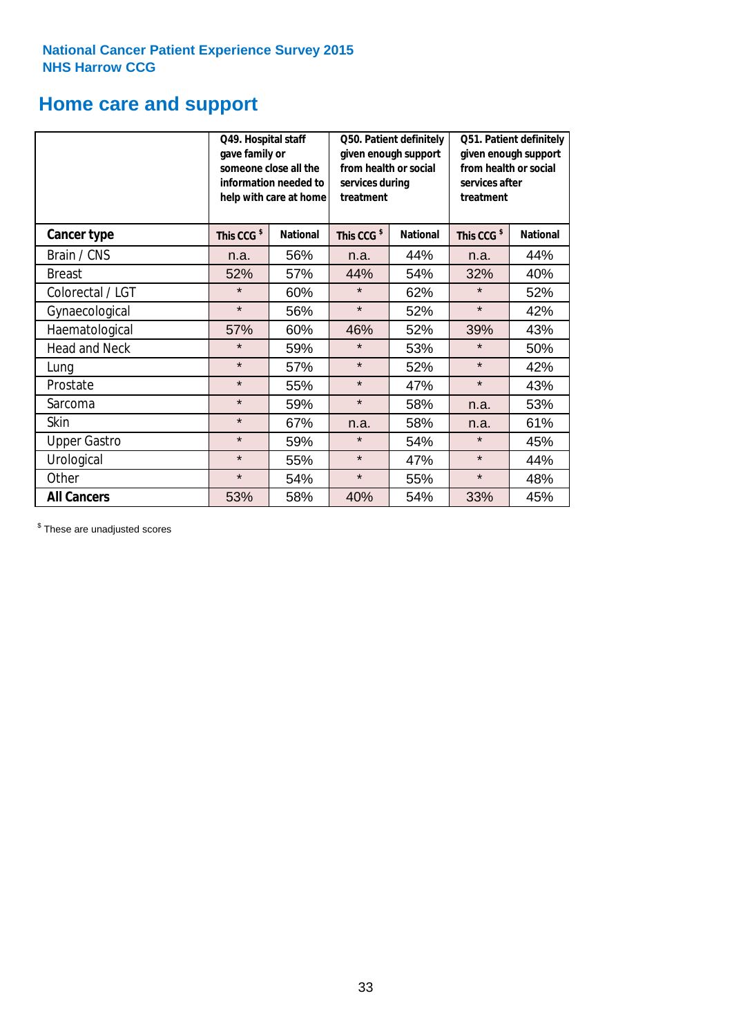**National Cancer Patient Experience Survey 2015**
**NHS Harrow CCG**

# Home care and support

| | Q49. Hospital staff gave family or someone close all the information needed to help with care at home | | Q50. Patient definitely given enough support from health or social services during treatment | | Q51. Patient definitely given enough support from health or social services after treatment | |
|---|---|---|---|---|---|---|
| **Cancer type** | **This CCG $** | **National** | **This CCG $** | **National** | **This CCG $** | **National** |
| Brain / CNS | n.a. | 56% | n.a. | 44% | n.a. | 44% |
| Breast | 52% | 57% | 44% | 54% | 32% | 40% |
| Colorectal / LGT | * | 60% | * | 62% | * | 52% |
| Gynaecological | * | 56% | * | 52% | * | 42% |
| Haematological | 57% | 60% | 46% | 52% | 39% | 43% |
| Head and Neck | * | 59% | * | 53% | * | 50% |
| Lung | * | 57% | * | 52% | * | 42% |
| Prostate | * | 55% | * | 47% | * | 43% |
| Sarcoma | * | 59% | * | 58% | n.a. | 53% |
| Skin | * | 67% | n.a. | 58% | n.a. | 61% |
| Upper Gastro | * | 59% | * | 54% | * | 45% |
| Urological | * | 55% | * | 47% | * | 44% |
| Other | * | 54% | * | 55% | * | 48% |
| **All Cancers** | 53% | 58% | 40% | 54% | 33% | 45% |

$ These are unadjusted scores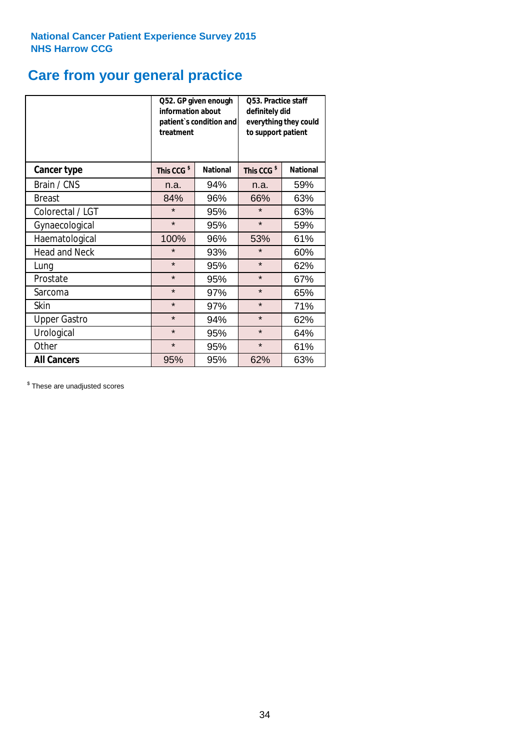**National Cancer Patient Experience Survey 2015**
**NHS Harrow CCG**

# Care from your general practice

| | Q52. GP given enough information about patient`s condition and treatment | | Q53. Practice staff definitely did everything they could to support patient | |
|---|---|---|---|---|
| **Cancer type** | **This CCG $** | **National** | **This CCG $** | **National** |
| Brain / CNS | n.a. | 94% | n.a. | 59% |
| Breast | 84% | 96% | 66% | 63% |
| Colorectal / LGT | * | 95% | * | 63% |
| Gynaecological | * | 95% | * | 59% |
| Haematological | 100% | 96% | 53% | 61% |
| Head and Neck | * | 93% | * | 60% |
| Lung | * | 95% | * | 62% |
| Prostate | * | 95% | * | 67% |
| Sarcoma | * | 97% | * | 65% |
| Skin | * | 97% | * | 71% |
| Upper Gastro | * | 94% | * | 62% |
| Urological | * | 95% | * | 64% |
| Other | * | 95% | * | 61% |
| **All Cancers** | 95% | 95% | 62% | 63% |

$ These are unadjusted scores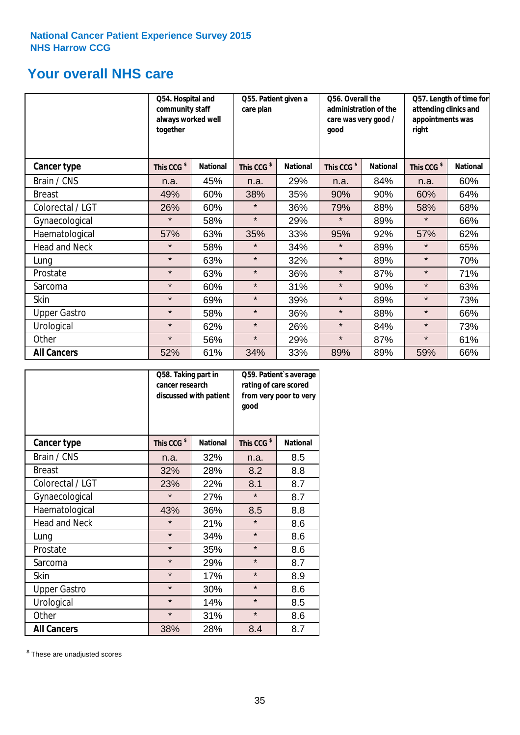National Cancer Patient Experience Survey 2015
NHS Harrow CCG

# Your overall NHS care

| | Q54. Hospital and community staff always worked well together | | Q55. Patient given a care plan | | Q56. Overall the administration of the care was very good / good | | Q57. Length of time for attending clinics and appointments was right | |
|---|---|---|---|---|---|---|---|---|
| **Cancer type** | This CCG $ | National | This CCG $ | National | This CCG $ | National | This CCG $ | National |
| Brain / CNS | n.a. | 45% | n.a. | 29% | n.a. | 84% | n.a. | 60% |
| Breast | 49% | 60% | 38% | 35% | 90% | 90% | 60% | 64% |
| Colorectal / LGT | 26% | 60% | * | 36% | 79% | 88% | 58% | 68% |
| Gynaecological | * | 58% | * | 29% | * | 89% | * | 66% |
| Haematological | 57% | 63% | 35% | 33% | 95% | 92% | 57% | 62% |
| Head and Neck | * | 58% | * | 34% | * | 89% | * | 65% |
| Lung | * | 63% | * | 32% | * | 89% | * | 70% |
| Prostate | * | 63% | * | 36% | * | 87% | * | 71% |
| Sarcoma | * | 60% | * | 31% | * | 90% | * | 63% |
| Skin | * | 69% | * | 39% | * | 89% | * | 73% |
| Upper Gastro | * | 58% | * | 36% | * | 88% | * | 66% |
| Urological | * | 62% | * | 26% | * | 84% | * | 73% |
| Other | * | 56% | * | 29% | * | 87% | * | 61% |
| **All Cancers** | 52% | 61% | 34% | 33% | 89% | 89% | 59% | 66% |

| | Q58. Taking part in cancer research discussed with patient | | Q59. Patient`s average rating of care scored from very poor to very good | |
|---|---|---|---|---|
| **Cancer type** | This CCG $ | National | This CCG $ | National |
| Brain / CNS | n.a. | 32% | n.a. | 8.5 |
| Breast | 32% | 28% | 8.2 | 8.8 |
| Colorectal / LGT | 23% | 22% | 8.1 | 8.7 |
| Gynaecological | * | 27% | * | 8.7 |
| Haematological | 43% | 36% | 8.5 | 8.8 |
| Head and Neck | * | 21% | * | 8.6 |
| Lung | * | 34% | * | 8.6 |
| Prostate | * | 35% | * | 8.6 |
| Sarcoma | * | 29% | * | 8.7 |
| Skin | * | 17% | * | 8.9 |
| Upper Gastro | * | 30% | * | 8.6 |
| Urological | * | 14% | * | 8.5 |
| Other | * | 31% | * | 8.6 |
| **All Cancers** | 38% | 28% | 8.4 | 8.7 |

$ These are unadjusted scores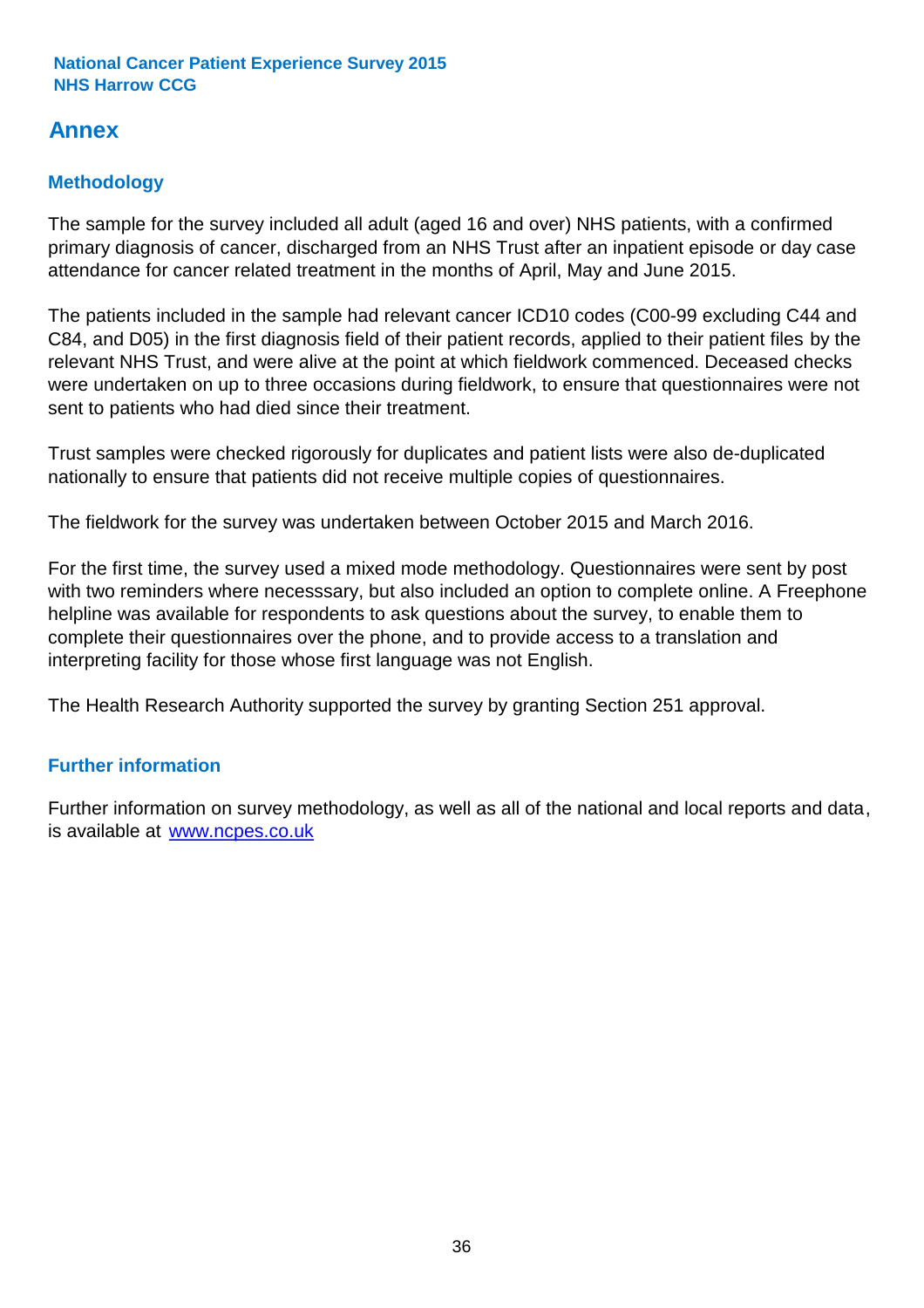## Annex

### Methodology

The sample for the survey included all adult (aged 16 and over) NHS patients, with a confirmed primary diagnosis of cancer, discharged from an NHS Trust after an inpatient episode or day case attendance for cancer related treatment in the months of April, May and June 2015.

The patients included in the sample had relevant cancer ICD10 codes (C00-99 excluding C44 and C84, and D05) in the first diagnosis field of their patient records, applied to their patient files by the relevant NHS Trust, and were alive at the point at which fieldwork commenced. Deceased checks were undertaken on up to three occasions during fieldwork, to ensure that questionnaires were not sent to patients who had died since their treatment.

Trust samples were checked rigorously for duplicates and patient lists were also de-duplicated nationally to ensure that patients did not receive multiple copies of questionnaires.

The fieldwork for the survey was undertaken between October 2015 and March 2016.

For the first time, the survey used a mixed mode methodology. Questionnaires were sent by post with two reminders where necesssary, but also included an option to complete online. A Freephone helpline was available for respondents to ask questions about the survey, to enable them to complete their questionnaires over the phone, and to provide access to a translation and interpreting facility for those whose first language was not English.

The Health Research Authority supported the survey by granting Section 251 approval.

### Further information

Further information on survey methodology, as well as all of the national and local reports and data, is available at [www.ncpes.co.uk](http://www.ncpes.co.uk)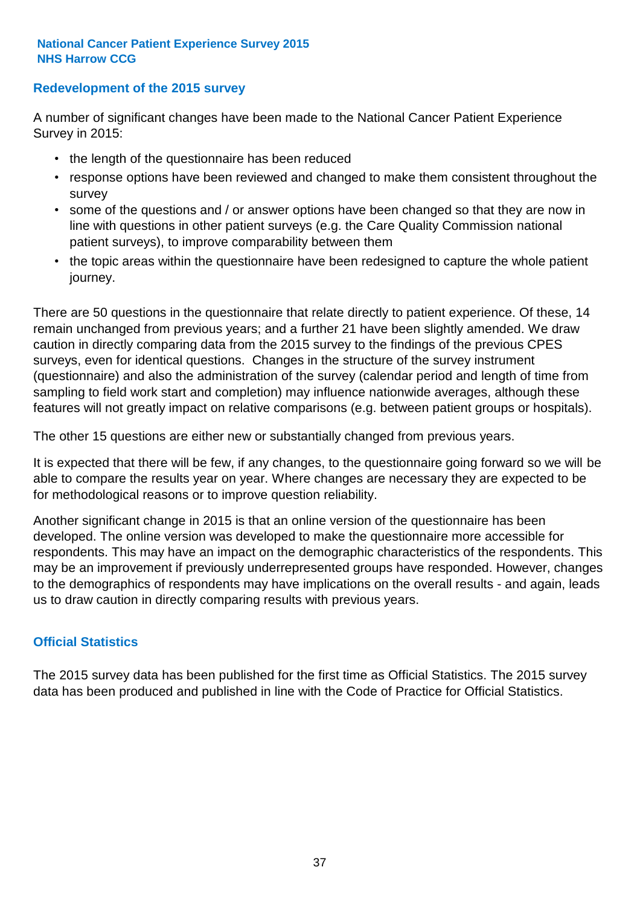## Redevelopment of the 2015 survey

A number of significant changes have been made to the National Cancer Patient Experience Survey in 2015:

- the length of the questionnaire has been reduced
- response options have been reviewed and changed to make them consistent throughout the survey
- some of the questions and / or answer options have been changed so that they are now in line with questions in other patient surveys (e.g. the Care Quality Commission national patient surveys), to improve comparability between them
- the topic areas within the questionnaire have been redesigned to capture the whole patient journey.

There are 50 questions in the questionnaire that relate directly to patient experience. Of these, 14 remain unchanged from previous years; and a further 21 have been slightly amended. We draw caution in directly comparing data from the 2015 survey to the findings of the previous CPES surveys, even for identical questions. Changes in the structure of the survey instrument (questionnaire) and also the administration of the survey (calendar period and length of time from sampling to field work start and completion) may influence nationwide averages, although these features will not greatly impact on relative comparisons (e.g. between patient groups or hospitals).

The other 15 questions are either new or substantially changed from previous years.

It is expected that there will be few, if any changes, to the questionnaire going forward so we will be able to compare the results year on year. Where changes are necessary they are expected to be for methodological reasons or to improve question reliability.

Another significant change in 2015 is that an online version of the questionnaire has been developed. The online version was developed to make the questionnaire more accessible for respondents. This may have an impact on the demographic characteristics of the respondents. This may be an improvement if previously underrepresented groups have responded. However, changes to the demographics of respondents may have implications on the overall results - and again, leads us to draw caution in directly comparing results with previous years.

## Official Statistics

The 2015 survey data has been published for the first time as Official Statistics. The 2015 survey data has been produced and published in line with the Code of Practice for Official Statistics.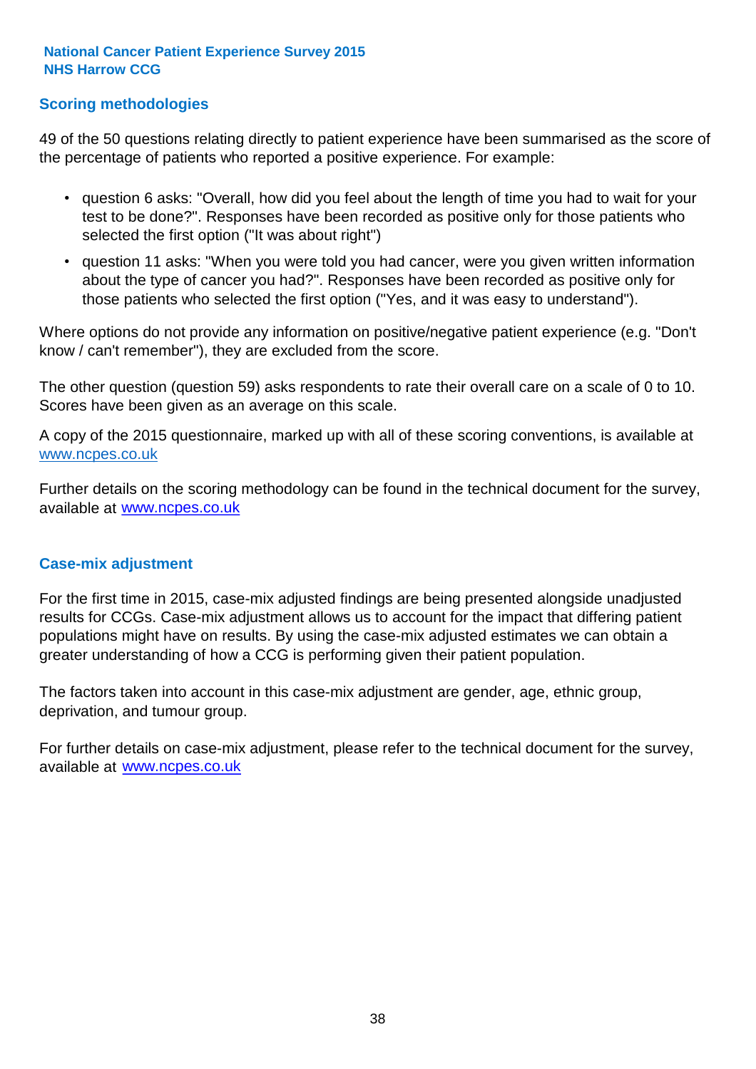## Scoring methodologies

49 of the 50 questions relating directly to patient experience have been summarised as the score of the percentage of patients who reported a positive experience. For example:

- question 6 asks: "Overall, how did you feel about the length of time you had to wait for your test to be done?". Responses have been recorded as positive only for those patients who selected the first option ("It was about right")
- question 11 asks: "When you were told you had cancer, were you given written information about the type of cancer you had?". Responses have been recorded as positive only for those patients who selected the first option ("Yes, and it was easy to understand").

Where options do not provide any information on positive/negative patient experience (e.g. "Don't know / can't remember"), they are excluded from the score.

The other question (question 59) asks respondents to rate their overall care on a scale of 0 to 10. Scores have been given as an average on this scale.

A copy of the 2015 questionnaire, marked up with all of these scoring conventions, is available at www.ncpes.co.uk

Further details on the scoring methodology can be found in the technical document for the survey, available at www.ncpes.co.uk

## Case-mix adjustment

For the first time in 2015, case-mix adjusted findings are being presented alongside unadjusted results for CCGs. Case-mix adjustment allows us to account for the impact that differing patient populations might have on results. By using the case-mix adjusted estimates we can obtain a greater understanding of how a CCG is performing given their patient population.

The factors taken into account in this case-mix adjustment are gender, age, ethnic group, deprivation, and tumour group.

For further details on case-mix adjustment, please refer to the technical document for the survey, available at www.ncpes.co.uk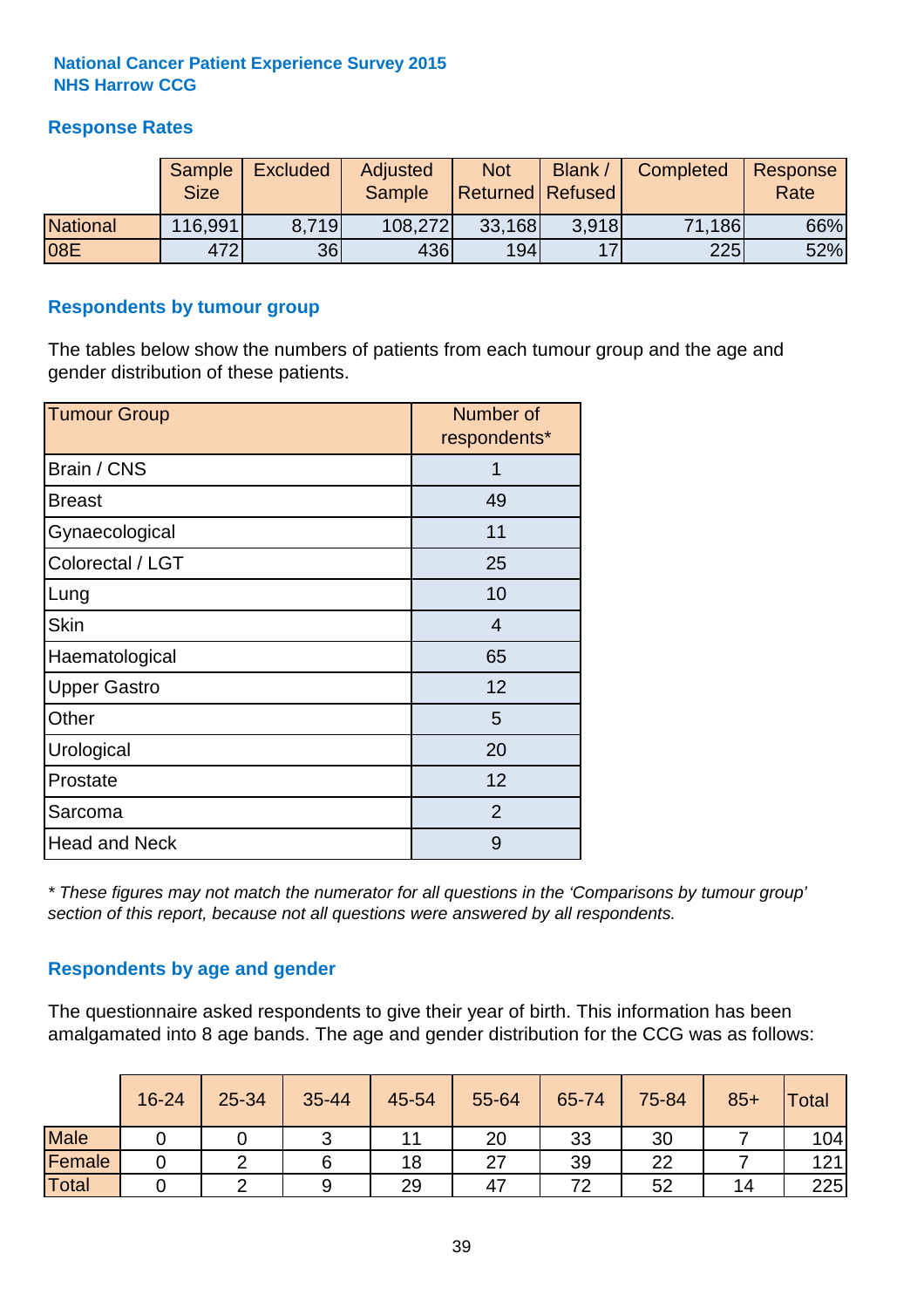**National Cancer Patient Experience Survey 2015**
**NHS Harrow CCG**

## Response Rates

| | Sample Size | Excluded | Adjusted Sample | Not Returned | Blank / Refused | Completed | Response Rate |
|---|---|---|---|---|---|---|---|
| National | 116,991 | 8,719 | 108,272 | 33,168 | 3,918 | 71,186 | 66% |
| 08E | 472 | 36 | 436 | 194 | 17 | 225 | 52% |

## Respondents by tumour group

The tables below show the numbers of patients from each tumour group and the age and gender distribution of these patients.

| Tumour Group | Number of respondents* |
|---|---|
| Brain / CNS | 1 |
| Breast | 49 |
| Gynaecological | 11 |
| Colorectal / LGT | 25 |
| Lung | 10 |
| Skin | 4 |
| Haematological | 65 |
| Upper Gastro | 12 |
| Other | 5 |
| Urological | 20 |
| Prostate | 12 |
| Sarcoma | 2 |
| Head and Neck | 9 |

*\* These figures may not match the numerator for all questions in the 'Comparisons by tumour group' section of this report, because not all questions were answered by all respondents.*

## Respondents by age and gender

The questionnaire asked respondents to give their year of birth. This information has been amalgamated into 8 age bands. The age and gender distribution for the CCG was as follows:

| | 16-24 | 25-34 | 35-44 | 45-54 | 55-64 | 65-74 | 75-84 | 85+ | Total |
|---|---|---|---|---|---|---|---|---|---|
| Male | 0 | 0 | 3 | 11 | 20 | 33 | 30 | 7 | 104 |
| Female | 0 | 2 | 6 | 18 | 27 | 39 | 22 | 7 | 121 |
| Total | 0 | 2 | 9 | 29 | 47 | 72 | 52 | 14 | 225 |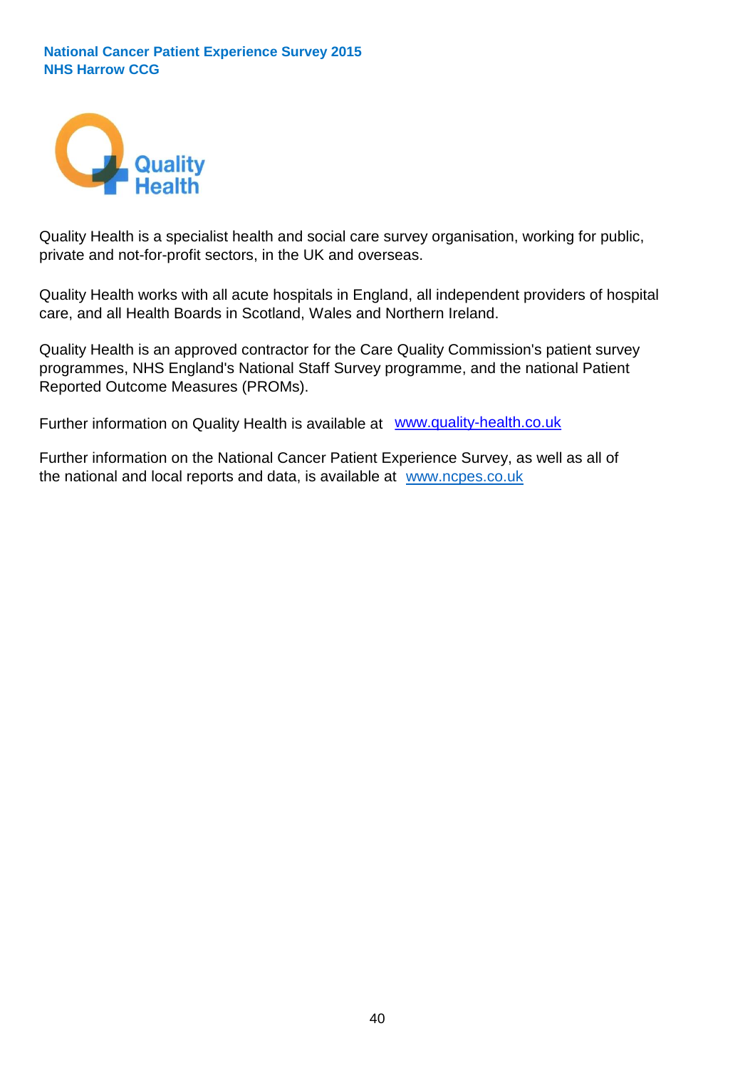Quality Health

Quality Health is a specialist health and social care survey organisation, working for public, private and not-for-profit sectors, in the UK and overseas.

Quality Health works with all acute hospitals in England, all independent providers of hospital care, and all Health Boards in Scotland, Wales and Northern Ireland.

Quality Health is an approved contractor for the Care Quality Commission's patient survey programmes, NHS England's National Staff Survey programme, and the national Patient Reported Outcome Measures (PROMs).

Further information on Quality Health is available at [www.quality-health.co.uk](http://www.quality-health.co.uk)

Further information on the National Cancer Patient Experience Survey, as well as all of the national and local reports and data, is available at [www.ncpes.co.uk](http://www.ncpes.co.uk)